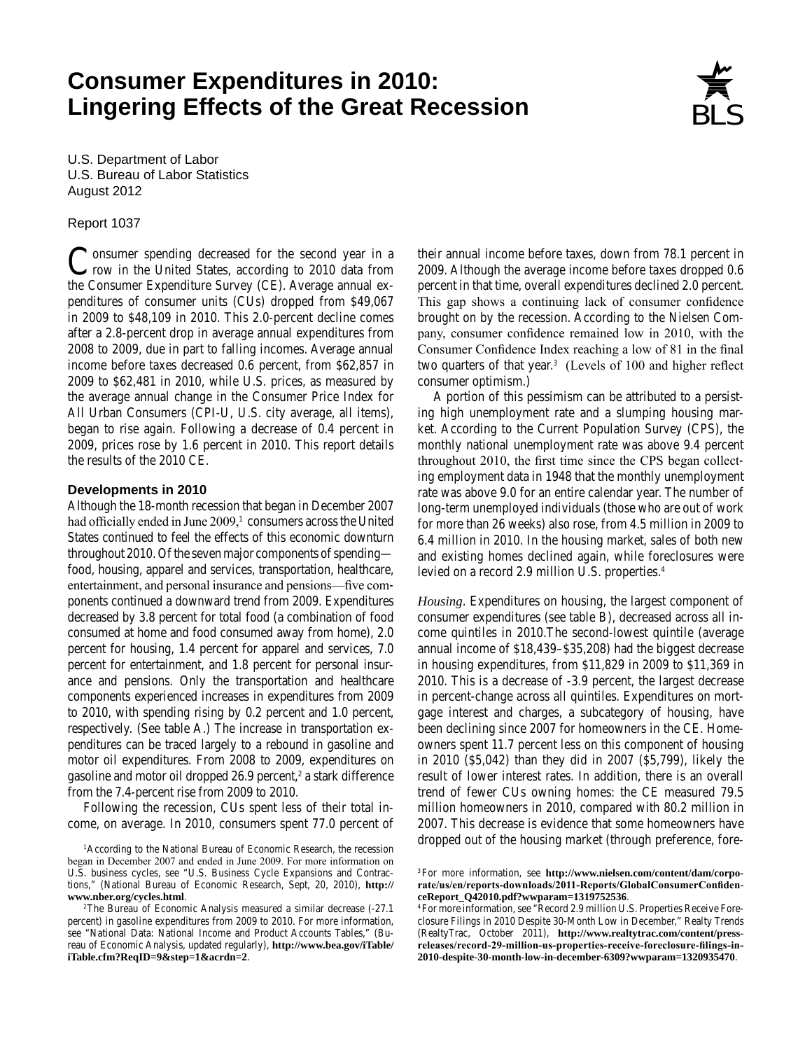# Consumer Expenditures in 2010: Lingering Effects of the Great Recession

U.S. Department of Labor
U.S. Bureau of Labor Statistics
August 2012

Report 1037

Consumer spending decreased for the second year in a row in the United States, according to 2010 data from the Consumer Expenditure Survey (CE). Average annual expenditures of consumer units (CUs) dropped from $49,067 in 2009 to $48,109 in 2010. This 2.0-percent decline comes after a 2.8-percent drop in average annual expenditures from 2008 to 2009, due in part to falling incomes. Average annual income before taxes decreased 0.6 percent, from $62,857 in 2009 to $62,481 in 2010, while U.S. prices, as measured by the average annual change in the Consumer Price Index for All Urban Consumers (CPI-U, U.S. city average, all items), began to rise again. Following a decrease of 0.4 percent in 2009, prices rose by 1.6 percent in 2010. This report details the results of the 2010 CE.

## Developments in 2010

Although the 18-month recession that began in December 2007 had officially ended in June 2009,[1] consumers across the United States continued to feel the effects of this economic downturn throughout 2010. Of the seven major components of spending—food, housing, apparel and services, transportation, healthcare, entertainment, and personal insurance and pensions—five components continued a downward trend from 2009. Expenditures decreased by 3.8 percent for total food (a combination of food consumed at home and food consumed away from home), 2.0 percent for housing, 1.4 percent for apparel and services, 7.0 percent for entertainment, and 1.8 percent for personal insurance and pensions. Only the transportation and healthcare components experienced increases in expenditures from 2009 to 2010, with spending rising by 0.2 percent and 1.0 percent, respectively. (See table A.) The increase in transportation expenditures can be traced largely to a rebound in gasoline and motor oil expenditures. From 2008 to 2009, expenditures on gasoline and motor oil dropped 26.9 percent,[2] a stark difference from the 7.4-percent rise from 2009 to 2010.

Following the recession, CUs spent less of their total income, on average. In 2010, consumers spent 77.0 percent of their annual income before taxes, down from 78.1 percent in 2009. Although the average income before taxes dropped 0.6 percent in that time, overall expenditures declined 2.0 percent. This gap shows a continuing lack of consumer confidence brought on by the recession. According to the Nielsen Company, consumer confidence remained low in 2010, with the Consumer Confidence Index reaching a low of 81 in the final two quarters of that year.[3] (Levels of 100 and higher reflect consumer optimism.)

A portion of this pessimism can be attributed to a persisting high unemployment rate and a slumping housing market. According to the Current Population Survey (CPS), the monthly national unemployment rate was above 9.4 percent throughout 2010, the first time since the CPS began collecting employment data in 1948 that the monthly unemployment rate was above 9.0 for an entire calendar year. The number of long-term unemployed individuals (those who are out of work for more than 26 weeks) also rose, from 4.5 million in 2009 to 6.4 million in 2010. In the housing market, sales of both new and existing homes declined again, while foreclosures were levied on a record 2.9 million U.S. properties.[4]

*Housing*. Expenditures on housing, the largest component of consumer expenditures (see table B), decreased across all income quintiles in 2010. The second-lowest quintile (average annual income of $18,439–$35,208) had the biggest decrease in housing expenditures, from $11,829 in 2009 to $11,369 in 2010. This is a decrease of -3.9 percent, the largest decrease in percent-change across all quintiles. Expenditures on mortgage interest and charges, a subcategory of housing, have been declining since 2007 for homeowners in the CE. Homeowners spent 11.7 percent less on this component of housing in 2010 ($5,042) than they did in 2007 ($5,799), likely the result of lower interest rates. In addition, there is an overall trend of fewer CUs owning homes: the CE measured 79.5 million homeowners in 2010, compared with 80.2 million in 2007. This decrease is evidence that some homeowners have dropped out of the housing market (through preference, fore-

[1] According to the National Bureau of Economic Research, the recession began in December 2007 and ended in June 2009. For more information on U.S. business cycles, see "U.S. Business Cycle Expansions and Contractions," (National Bureau of Economic Research, Sept, 20, 2010), **http://www.nber.org/cycles.html**.

[2] The Bureau of Economic Analysis measured a similar decrease (-27.1 percent) in gasoline expenditures from 2009 to 2010. For more information, see "National Data: National Income and Product Accounts Tables," (Bureau of Economic Analysis, updated regularly), **http://www.bea.gov/iTable/iTable.cfm?ReqID=9&step=1&acrdn=2**.

[3] For more information, see **http://www.nielsen.com/content/dam/corporate/us/en/reports-downloads/2011-Reports/GlobalConsumerConfidenceReport_Q42010.pdf?wwparam=1319752536**.

[4] For more information, see "Record 2.9 million U.S. Properties Receive Foreclosure Filings in 2010 Despite 30-Month Low in December," Realty Trends (RealtyTrac, October 2011), **http://www.realtytrac.com/content/press-releases/record-29-million-us-properties-receive-foreclosure-filings-in-2010-despite-30-month-low-in-december-6309?wwparam=1320935470**.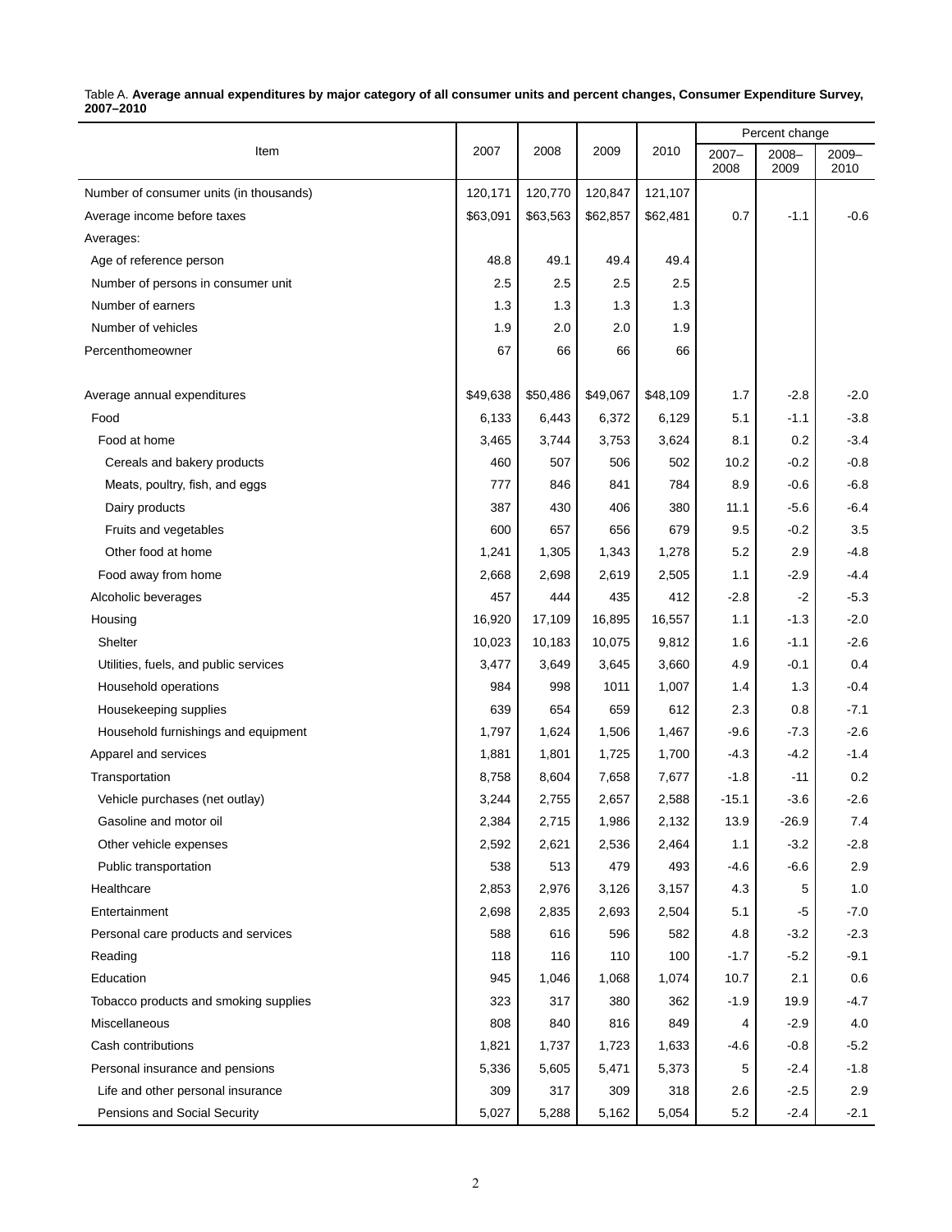Table A. **Average annual expenditures by major category of all consumer units and percent changes, Consumer Expenditure Survey, 2007–2010**

| Item | 2007 | 2008 | 2009 | 2010 | Percent change | | |
|---|---|---|---|---|---|---|---|
| | | | | | 2007–2008 | 2008–2009 | 2009–2010 |
| Number of consumer units (in thousands) | 120,171 | 120,770 | 120,847 | 121,107 | | | |
| Average income before taxes | $63,091 | $63,563 | $62,857 | $62,481 | 0.7 | -1.1 | -0.6 |
| Averages: | | | | | | | |
| Age of reference person | 48.8 | 49.1 | 49.4 | 49.4 | | | |
| Number of persons in consumer unit | 2.5 | 2.5 | 2.5 | 2.5 | | | |
| Number of earners | 1.3 | 1.3 | 1.3 | 1.3 | | | |
| Number of vehicles | 1.9 | 2.0 | 2.0 | 1.9 | | | |
| Percenthomeowner | 67 | 66 | 66 | 66 | | | |
| Average annual expenditures | $49,638 | $50,486 | $49,067 | $48,109 | 1.7 | -2.8 | -2.0 |
| Food | 6,133 | 6,443 | 6,372 | 6,129 | 5.1 | -1.1 | -3.8 |
| Food at home | 3,465 | 3,744 | 3,753 | 3,624 | 8.1 | 0.2 | -3.4 |
| Cereals and bakery products | 460 | 507 | 506 | 502 | 10.2 | -0.2 | -0.8 |
| Meats, poultry, fish, and eggs | 777 | 846 | 841 | 784 | 8.9 | -0.6 | -6.8 |
| Dairy products | 387 | 430 | 406 | 380 | 11.1 | -5.6 | -6.4 |
| Fruits and vegetables | 600 | 657 | 656 | 679 | 9.5 | -0.2 | 3.5 |
| Other food at home | 1,241 | 1,305 | 1,343 | 1,278 | 5.2 | 2.9 | -4.8 |
| Food away from home | 2,668 | 2,698 | 2,619 | 2,505 | 1.1 | -2.9 | -4.4 |
| Alcoholic beverages | 457 | 444 | 435 | 412 | -2.8 | -2 | -5.3 |
| Housing | 16,920 | 17,109 | 16,895 | 16,557 | 1.1 | -1.3 | -2.0 |
| Shelter | 10,023 | 10,183 | 10,075 | 9,812 | 1.6 | -1.1 | -2.6 |
| Utilities, fuels, and public services | 3,477 | 3,649 | 3,645 | 3,660 | 4.9 | -0.1 | 0.4 |
| Household operations | 984 | 998 | 1011 | 1,007 | 1.4 | 1.3 | -0.4 |
| Housekeeping supplies | 639 | 654 | 659 | 612 | 2.3 | 0.8 | -7.1 |
| Household furnishings and equipment | 1,797 | 1,624 | 1,506 | 1,467 | -9.6 | -7.3 | -2.6 |
| Apparel and services | 1,881 | 1,801 | 1,725 | 1,700 | -4.3 | -4.2 | -1.4 |
| Transportation | 8,758 | 8,604 | 7,658 | 7,677 | -1.8 | -11 | 0.2 |
| Vehicle purchases (net outlay) | 3,244 | 2,755 | 2,657 | 2,588 | -15.1 | -3.6 | -2.6 |
| Gasoline and motor oil | 2,384 | 2,715 | 1,986 | 2,132 | 13.9 | -26.9 | 7.4 |
| Other vehicle expenses | 2,592 | 2,621 | 2,536 | 2,464 | 1.1 | -3.2 | -2.8 |
| Public transportation | 538 | 513 | 479 | 493 | -4.6 | -6.6 | 2.9 |
| Healthcare | 2,853 | 2,976 | 3,126 | 3,157 | 4.3 | 5 | 1.0 |
| Entertainment | 2,698 | 2,835 | 2,693 | 2,504 | 5.1 | -5 | -7.0 |
| Personal care products and services | 588 | 616 | 596 | 582 | 4.8 | -3.2 | -2.3 |
| Reading | 118 | 116 | 110 | 100 | -1.7 | -5.2 | -9.1 |
| Education | 945 | 1,046 | 1,068 | 1,074 | 10.7 | 2.1 | 0.6 |
| Tobacco products and smoking supplies | 323 | 317 | 380 | 362 | -1.9 | 19.9 | -4.7 |
| Miscellaneous | 808 | 840 | 816 | 849 | 4 | -2.9 | 4.0 |
| Cash contributions | 1,821 | 1,737 | 1,723 | 1,633 | -4.6 | -0.8 | -5.2 |
| Personal insurance and pensions | 5,336 | 5,605 | 5,471 | 5,373 | 5 | -2.4 | -1.8 |
| Life and other personal insurance | 309 | 317 | 309 | 318 | 2.6 | -2.5 | 2.9 |
| Pensions and Social Security | 5,027 | 5,288 | 5,162 | 5,054 | 5.2 | -2.4 | -2.1 |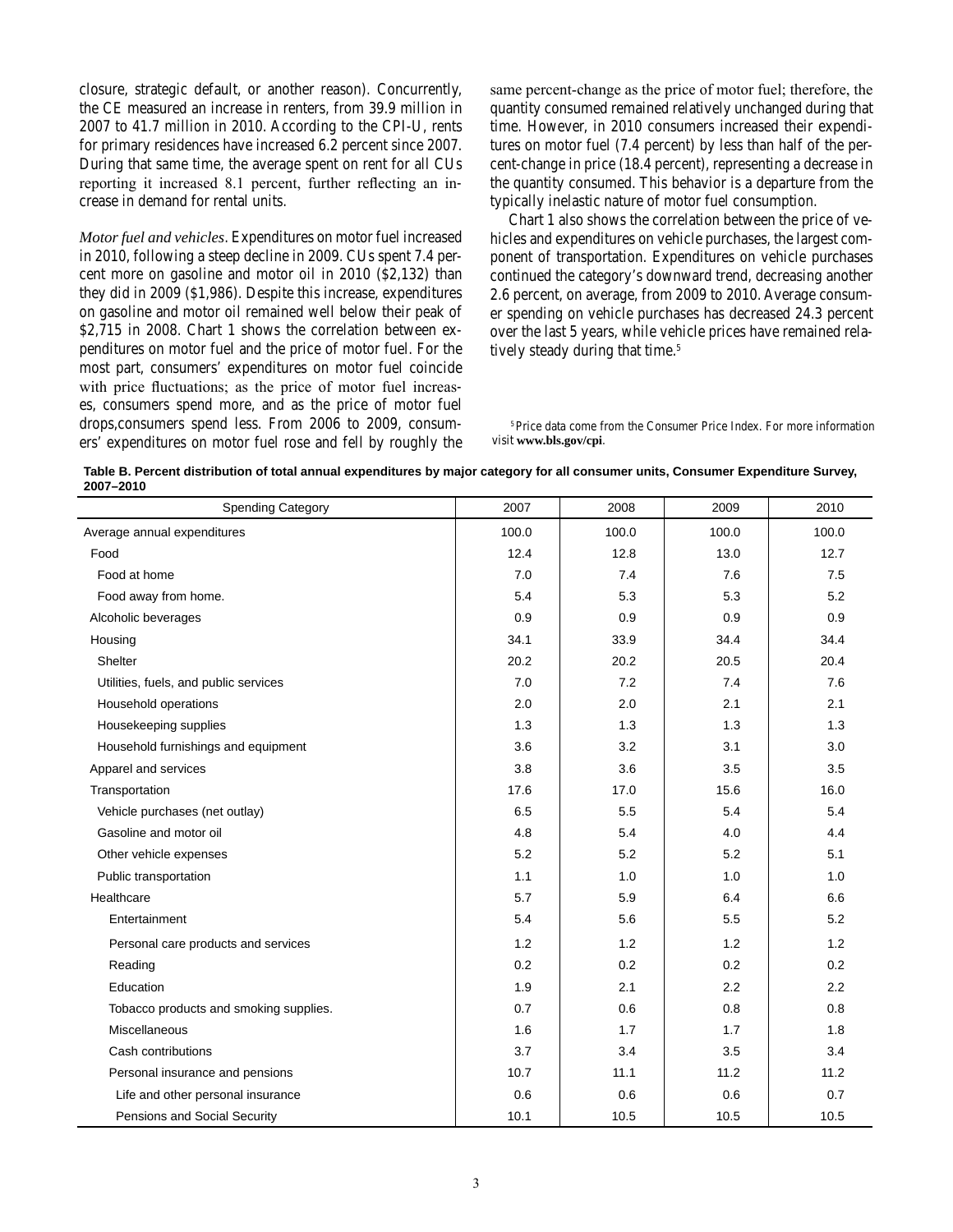closure, strategic default, or another reason). Concurrently, the CE measured an increase in renters, from 39.9 million in 2007 to 41.7 million in 2010. According to the CPI-U, rents for primary residences have increased 6.2 percent since 2007. During that same time, the average spent on rent for all CUs reporting it increased 8.1 percent, further reflecting an increase in demand for rental units.

*Motor fuel and vehicles*. Expenditures on motor fuel increased in 2010, following a steep decline in 2009. CUs spent 7.4 percent more on gasoline and motor oil in 2010 ($2,132) than they did in 2009 ($1,986). Despite this increase, expenditures on gasoline and motor oil remained well below their peak of $2,715 in 2008. Chart 1 shows the correlation between expenditures on motor fuel and the price of motor fuel. For the most part, consumers' expenditures on motor fuel coincide with price fluctuations; as the price of motor fuel increases, consumers spend more, and as the price of motor fuel drops,consumers spend less. From 2006 to 2009, consumers' expenditures on motor fuel rose and fell by roughly the same percent-change as the price of motor fuel; therefore, the quantity consumed remained relatively unchanged during that time. However, in 2010 consumers increased their expenditures on motor fuel (7.4 percent) by less than half of the percent-change in price (18.4 percent), representing a decrease in the quantity consumed. This behavior is a departure from the typically inelastic nature of motor fuel consumption.

Chart 1 also shows the correlation between the price of vehicles and expenditures on vehicle purchases, the largest component of transportation. Expenditures on vehicle purchases continued the category's downward trend, decreasing another 2.6 percent, on average, from 2009 to 2010. Average consumer spending on vehicle purchases has decreased 24.3 percent over the last 5 years, while vehicle prices have remained relatively steady during that time.[5]

[5] Price data come from the Consumer Price Index. For more information visit **www.bls.gov/cpi**.

**Table B. Percent distribution of total annual expenditures by major category for all consumer units, Consumer Expenditure Survey, 2007–2010**

| Spending Category | 2007 | 2008 | 2009 | 2010 |
|---|---|---|---|---|
| Average annual expenditures | 100.0 | 100.0 | 100.0 | 100.0 |
| Food | 12.4 | 12.8 | 13.0 | 12.7 |
| Food at home | 7.0 | 7.4 | 7.6 | 7.5 |
| Food away from home. | 5.4 | 5.3 | 5.3 | 5.2 |
| Alcoholic beverages | 0.9 | 0.9 | 0.9 | 0.9 |
| Housing | 34.1 | 33.9 | 34.4 | 34.4 |
| Shelter | 20.2 | 20.2 | 20.5 | 20.4 |
| Utilities, fuels, and public services | 7.0 | 7.2 | 7.4 | 7.6 |
| Household operations | 2.0 | 2.0 | 2.1 | 2.1 |
| Housekeeping supplies | 1.3 | 1.3 | 1.3 | 1.3 |
| Household furnishings and equipment | 3.6 | 3.2 | 3.1 | 3.0 |
| Apparel and services | 3.8 | 3.6 | 3.5 | 3.5 |
| Transportation | 17.6 | 17.0 | 15.6 | 16.0 |
| Vehicle purchases (net outlay) | 6.5 | 5.5 | 5.4 | 5.4 |
| Gasoline and motor oil | 4.8 | 5.4 | 4.0 | 4.4 |
| Other vehicle expenses | 5.2 | 5.2 | 5.2 | 5.1 |
| Public transportation | 1.1 | 1.0 | 1.0 | 1.0 |
| Healthcare | 5.7 | 5.9 | 6.4 | 6.6 |
| Entertainment | 5.4 | 5.6 | 5.5 | 5.2 |
| Personal care products and services | 1.2 | 1.2 | 1.2 | 1.2 |
| Reading | 0.2 | 0.2 | 0.2 | 0.2 |
| Education | 1.9 | 2.1 | 2.2 | 2.2 |
| Tobacco products and smoking supplies. | 0.7 | 0.6 | 0.8 | 0.8 |
| Miscellaneous | 1.6 | 1.7 | 1.7 | 1.8 |
| Cash contributions | 3.7 | 3.4 | 3.5 | 3.4 |
| Personal insurance and pensions | 10.7 | 11.1 | 11.2 | 11.2 |
| Life and other personal insurance | 0.6 | 0.6 | 0.6 | 0.7 |
| Pensions and Social Security | 10.1 | 10.5 | 10.5 | 10.5 |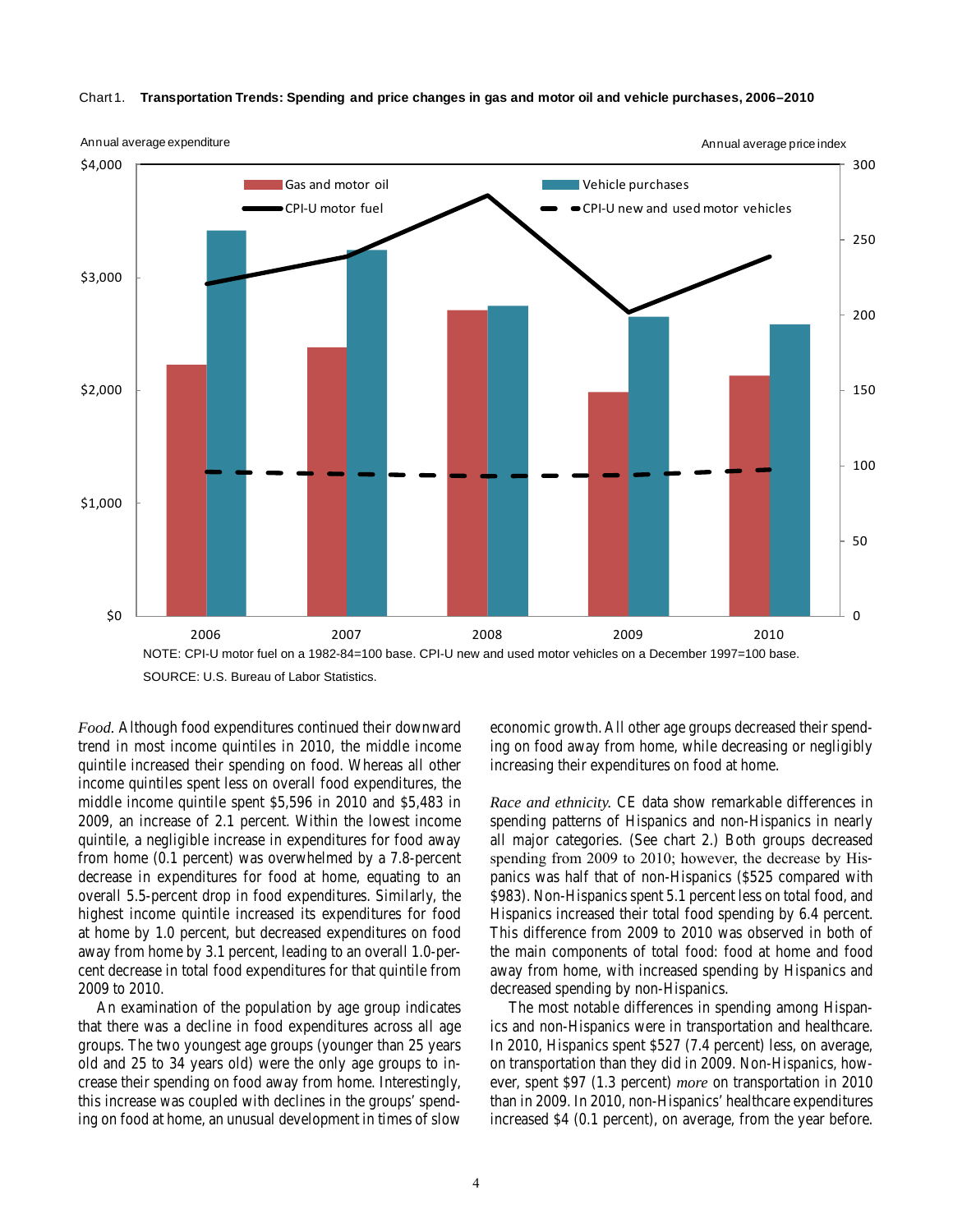Chart 1. **Transportation Trends: Spending and price changes in gas and motor oil and vehicle purchases, 2006–2010**

NOTE: CPI-U motor fuel on a 1982-84=100 base. CPI-U new and used motor vehicles on a December 1997=100 base.

SOURCE: U.S. Bureau of Labor Statistics.

*Food.* Although food expenditures continued their downward trend in most income quintiles in 2010, the middle income quintile increased their spending on food. Whereas all other income quintiles spent less on overall food expenditures, the middle income quintile spent $5,596 in 2010 and $5,483 in 2009, an increase of 2.1 percent. Within the lowest income quintile, a negligible increase in expenditures for food away from home (0.1 percent) was overwhelmed by a 7.8-percent decrease in expenditures for food at home, equating to an overall 5.5-percent drop in food expenditures. Similarly, the highest income quintile increased its expenditures for food at home by 1.0 percent, but decreased expenditures on food away from home by 3.1 percent, leading to an overall 1.0-percent decrease in total food expenditures for that quintile from 2009 to 2010.

An examination of the population by age group indicates that there was a decline in food expenditures across all age groups. The two youngest age groups (younger than 25 years old and 25 to 34 years old) were the only age groups to increase their spending on food away from home. Interestingly, this increase was coupled with declines in the groups' spending on food at home, an unusual development in times of slow economic growth. All other age groups decreased their spending on food away from home, while decreasing or negligibly increasing their expenditures on food at home.

*Race and ethnicity.* CE data show remarkable differences in spending patterns of Hispanics and non-Hispanics in nearly all major categories. (See chart 2.) Both groups decreased spending from 2009 to 2010; however, the decrease by Hispanics was half that of non-Hispanics ($525 compared with $983). Non-Hispanics spent 5.1 percent less on total food, and Hispanics increased their total food spending by 6.4 percent. This difference from 2009 to 2010 was observed in both of the main components of total food: food at home and food away from home, with increased spending by Hispanics and decreased spending by non-Hispanics.

The most notable differences in spending among Hispanics and non-Hispanics were in transportation and healthcare. In 2010, Hispanics spent $527 (7.4 percent) less, on average, on transportation than they did in 2009. Non-Hispanics, however, spent $97 (1.3 percent) *more* on transportation in 2010 than in 2009. In 2010, non-Hispanics' healthcare expenditures increased $4 (0.1 percent), on average, from the year before.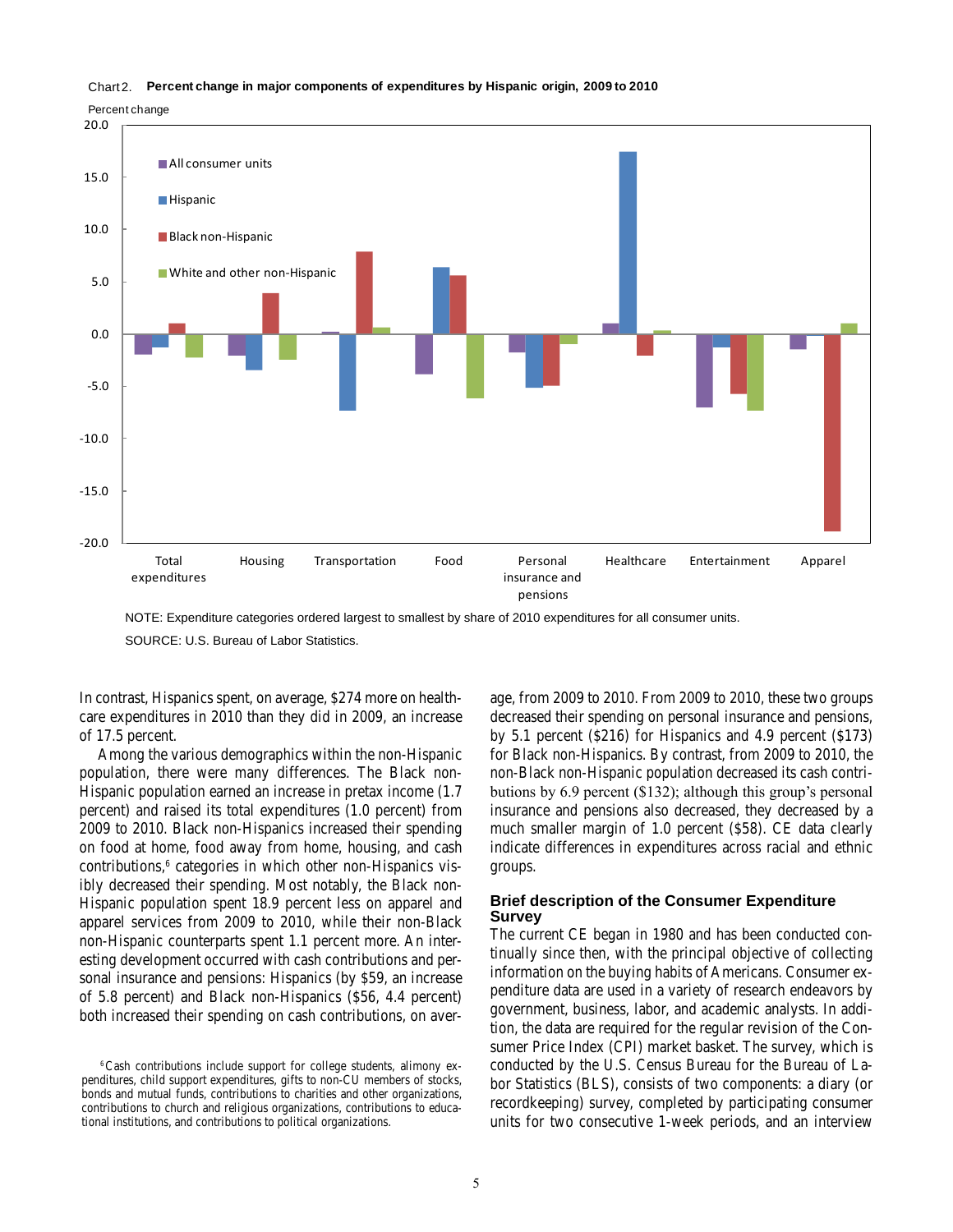Chart 2. **Percent change in major components of expenditures by Hispanic origin, 2009 to 2010**

NOTE: Expenditure categories ordered largest to smallest by share of 2010 expenditures for all consumer units.

SOURCE: U.S. Bureau of Labor Statistics.

In contrast, Hispanics spent, on average, $274 more on healthcare expenditures in 2010 than they did in 2009, an increase of 17.5 percent.

Among the various demographics within the non-Hispanic population, there were many differences. The Black non-Hispanic population earned an increase in pretax income (1.7 percent) and raised its total expenditures (1.0 percent) from 2009 to 2010. Black non-Hispanics increased their spending on food at home, food away from home, housing, and cash contributions,[6] categories in which other non-Hispanics visibly decreased their spending. Most notably, the Black non-Hispanic population spent 18.9 percent less on apparel and apparel services from 2009 to 2010, while their non-Black non-Hispanic counterparts spent 1.1 percent more. An interesting development occurred with cash contributions and personal insurance and pensions: Hispanics (by $59, an increase of 5.8 percent) and Black non-Hispanics ($56, 4.4 percent) both increased their spending on cash contributions, on average, from 2009 to 2010. From 2009 to 2010, these two groups decreased their spending on personal insurance and pensions, by 5.1 percent ($216) for Hispanics and 4.9 percent ($173) for Black non-Hispanics. By contrast, from 2009 to 2010, the non-Black non-Hispanic population decreased its cash contributions by 6.9 percent ($132); although this group's personal insurance and pensions also decreased, they decreased by a much smaller margin of 1.0 percent ($58). CE data clearly indicate differences in expenditures across racial and ethnic groups.

## Brief description of the Consumer Expenditure Survey

The current CE began in 1980 and has been conducted continually since then, with the principal objective of collecting information on the buying habits of Americans. Consumer expenditure data are used in a variety of research endeavors by government, business, labor, and academic analysts. In addition, the data are required for the regular revision of the Consumer Price Index (CPI) market basket. The survey, which is conducted by the U.S. Census Bureau for the Bureau of Labor Statistics (BLS), consists of two components: a diary (or recordkeeping) survey, completed by participating consumer units for two consecutive 1-week periods, and an interview

[6] Cash contributions include support for college students, alimony expenditures, child support expenditures, gifts to non-CU members of stocks, bonds and mutual funds, contributions to charities and other organizations, contributions to church and religious organizations, contributions to educational institutions, and contributions to political organizations.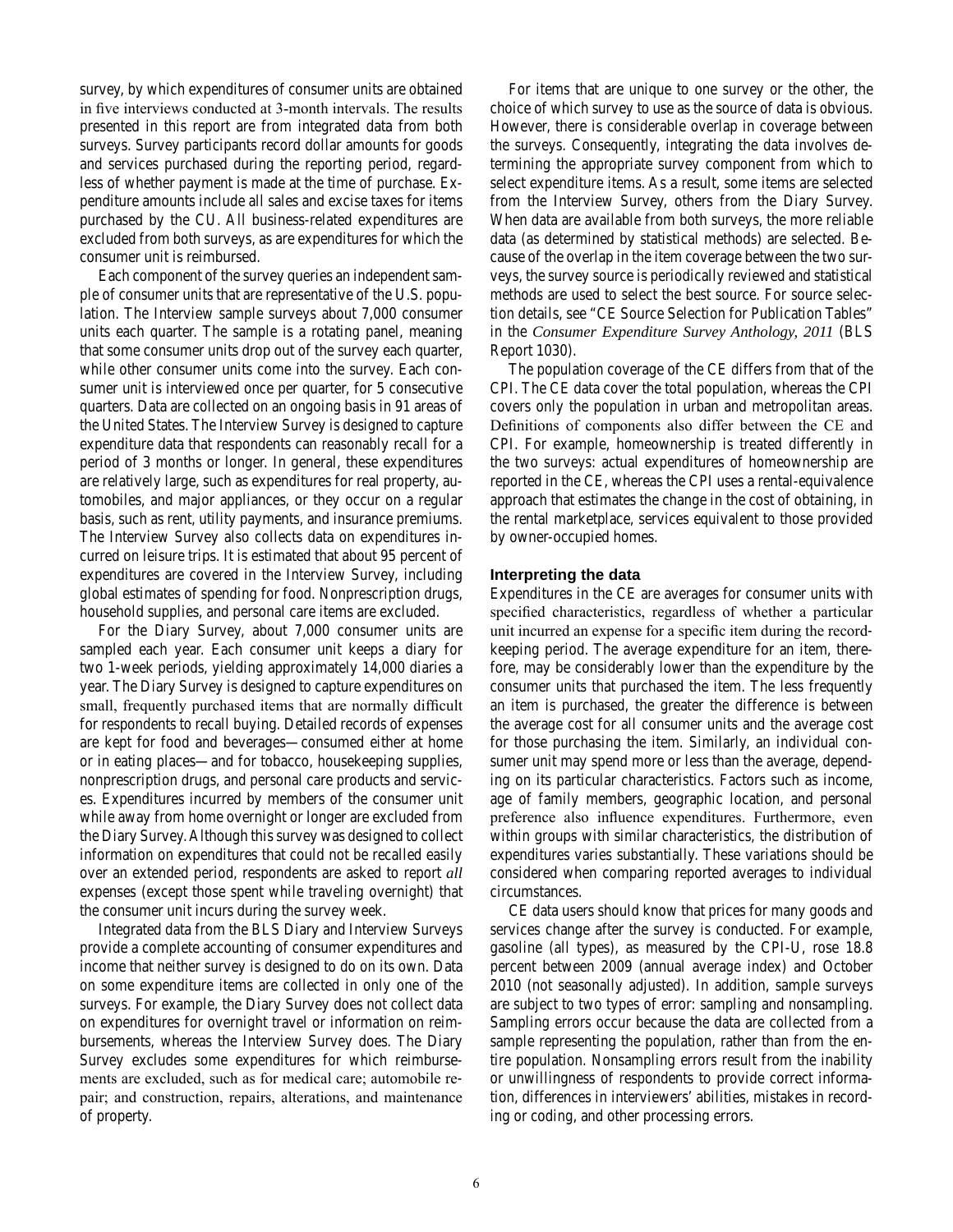survey, by which expenditures of consumer units are obtained in five interviews conducted at 3-month intervals. The results presented in this report are from integrated data from both surveys. Survey participants record dollar amounts for goods and services purchased during the reporting period, regardless of whether payment is made at the time of purchase. Expenditure amounts include all sales and excise taxes for items purchased by the CU. All business-related expenditures are excluded from both surveys, as are expenditures for which the consumer unit is reimbursed.

Each component of the survey queries an independent sample of consumer units that are representative of the U.S. population. The Interview sample surveys about 7,000 consumer units each quarter. The sample is a rotating panel, meaning that some consumer units drop out of the survey each quarter, while other consumer units come into the survey. Each consumer unit is interviewed once per quarter, for 5 consecutive quarters. Data are collected on an ongoing basis in 91 areas of the United States. The Interview Survey is designed to capture expenditure data that respondents can reasonably recall for a period of 3 months or longer. In general, these expenditures are relatively large, such as expenditures for real property, automobiles, and major appliances, or they occur on a regular basis, such as rent, utility payments, and insurance premiums. The Interview Survey also collects data on expenditures incurred on leisure trips. It is estimated that about 95 percent of expenditures are covered in the Interview Survey, including global estimates of spending for food. Nonprescription drugs, household supplies, and personal care items are excluded.

For the Diary Survey, about 7,000 consumer units are sampled each year. Each consumer unit keeps a diary for two 1-week periods, yielding approximately 14,000 diaries a year. The Diary Survey is designed to capture expenditures on small, frequently purchased items that are normally difficult for respondents to recall buying. Detailed records of expenses are kept for food and beverages—consumed either at home or in eating places—and for tobacco, housekeeping supplies, nonprescription drugs, and personal care products and services. Expenditures incurred by members of the consumer unit while away from home overnight or longer are excluded from the Diary Survey. Although this survey was designed to collect information on expenditures that could not be recalled easily over an extended period, respondents are asked to report *all* expenses (except those spent while traveling overnight) that the consumer unit incurs during the survey week.

Integrated data from the BLS Diary and Interview Surveys provide a complete accounting of consumer expenditures and income that neither survey is designed to do on its own. Data on some expenditure items are collected in only one of the surveys. For example, the Diary Survey does not collect data on expenditures for overnight travel or information on reimbursements, whereas the Interview Survey does. The Diary Survey excludes some expenditures for which reimbursements are excluded, such as for medical care; automobile repair; and construction, repairs, alterations, and maintenance of property.

For items that are unique to one survey or the other, the choice of which survey to use as the source of data is obvious. However, there is considerable overlap in coverage between the surveys. Consequently, integrating the data involves determining the appropriate survey component from which to select expenditure items. As a result, some items are selected from the Interview Survey, others from the Diary Survey. When data are available from both surveys, the more reliable data (as determined by statistical methods) are selected. Because of the overlap in the item coverage between the two surveys, the survey source is periodically reviewed and statistical methods are used to select the best source. For source selection details, see "CE Source Selection for Publication Tables" in the *Consumer Expenditure Survey Anthology, 2011* (BLS Report 1030).

The population coverage of the CE differs from that of the CPI. The CE data cover the total population, whereas the CPI covers only the population in urban and metropolitan areas. Definitions of components also differ between the CE and CPI. For example, homeownership is treated differently in the two surveys: actual expenditures of homeownership are reported in the CE, whereas the CPI uses a rental-equivalence approach that estimates the change in the cost of obtaining, in the rental marketplace, services equivalent to those provided by owner-occupied homes.

### Interpreting the data

Expenditures in the CE are averages for consumer units with specified characteristics, regardless of whether a particular unit incurred an expense for a specific item during the record-keeping period. The average expenditure for an item, therefore, may be considerably lower than the expenditure by the consumer units that purchased the item. The less frequently an item is purchased, the greater the difference is between the average cost for all consumer units and the average cost for those purchasing the item. Similarly, an individual consumer unit may spend more or less than the average, depending on its particular characteristics. Factors such as income, age of family members, geographic location, and personal preference also influence expenditures. Furthermore, even within groups with similar characteristics, the distribution of expenditures varies substantially. These variations should be considered when comparing reported averages to individual circumstances.

CE data users should know that prices for many goods and services change after the survey is conducted. For example, gasoline (all types), as measured by the CPI-U, rose 18.8 percent between 2009 (annual average index) and October 2010 (not seasonally adjusted). In addition, sample surveys are subject to two types of error: sampling and nonsampling. Sampling errors occur because the data are collected from a sample representing the population, rather than from the entire population. Nonsampling errors result from the inability or unwillingness of respondents to provide correct information, differences in interviewers' abilities, mistakes in recording or coding, and other processing errors.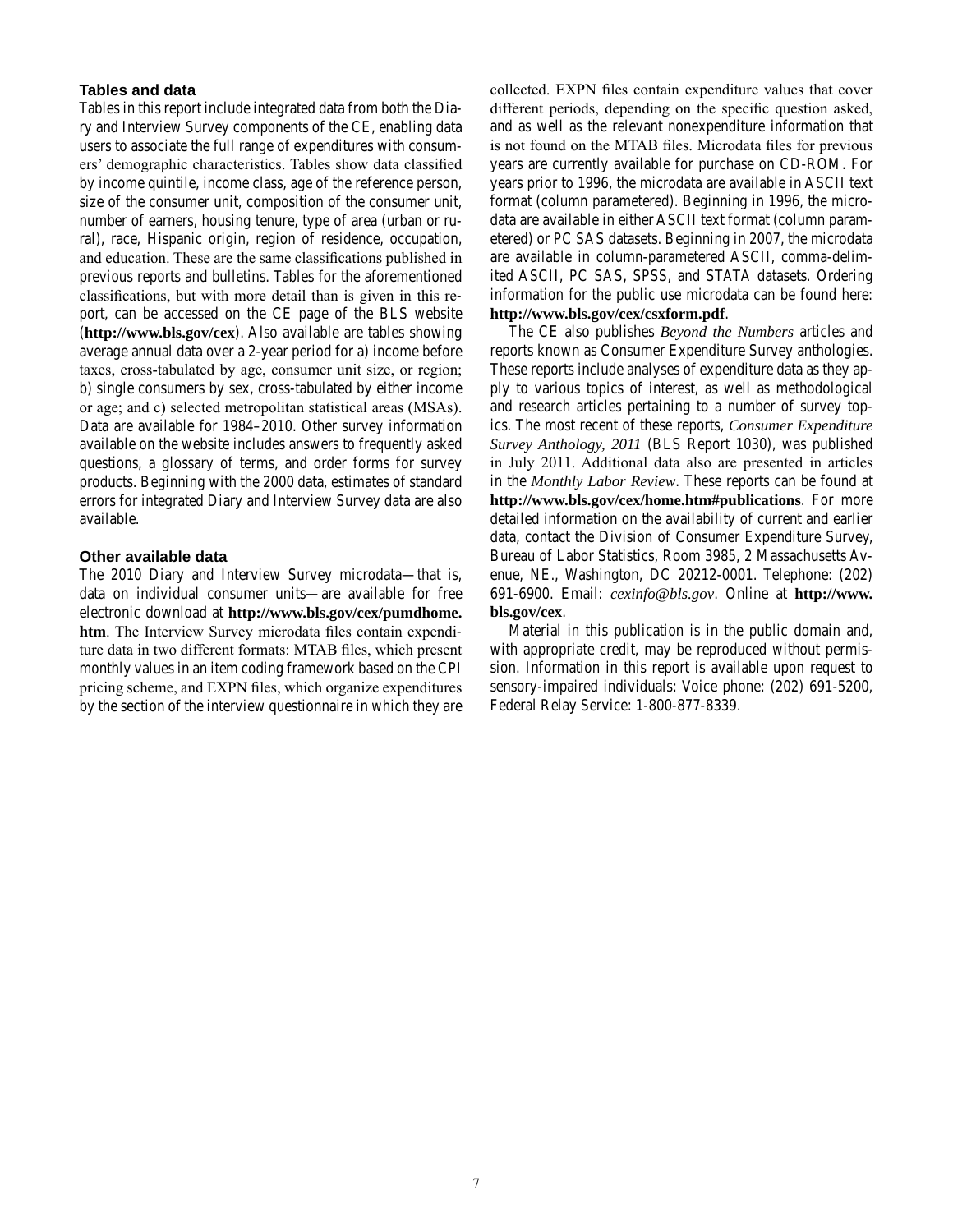### Tables and data

Tables in this report include integrated data from both the Diary and Interview Survey components of the CE, enabling data users to associate the full range of expenditures with consumers' demographic characteristics. Tables show data classified by income quintile, income class, age of the reference person, size of the consumer unit, composition of the consumer unit, number of earners, housing tenure, type of area (urban or rural), race, Hispanic origin, region of residence, occupation, and education. These are the same classifications published in previous reports and bulletins. Tables for the aforementioned classifications, but with more detail than is given in this report, can be accessed on the CE page of the BLS website (**http://www.bls.gov/cex**). Also available are tables showing average annual data over a 2-year period for a) income before taxes, cross-tabulated by age, consumer unit size, or region; b) single consumers by sex, cross-tabulated by either income or age; and c) selected metropolitan statistical areas (MSAs). Data are available for 1984–2010. Other survey information available on the website includes answers to frequently asked questions, a glossary of terms, and order forms for survey products. Beginning with the 2000 data, estimates of standard errors for integrated Diary and Interview Survey data are also available.

### Other available data

The 2010 Diary and Interview Survey microdata—that is, data on individual consumer units—are available for free electronic download at **http://www.bls.gov/cex/pumdhome.htm**. The Interview Survey microdata files contain expenditure data in two different formats: MTAB files, which present monthly values in an item coding framework based on the CPI pricing scheme, and EXPN files, which organize expenditures by the section of the interview questionnaire in which they are collected. EXPN files contain expenditure values that cover different periods, depending on the specific question asked, and as well as the relevant nonexpenditure information that is not found on the MTAB files. Microdata files for previous years are currently available for purchase on CD-ROM. For years prior to 1996, the microdata are available in ASCII text format (column parametered). Beginning in 1996, the microdata are available in either ASCII text format (column parametered) or PC SAS datasets. Beginning in 2007, the microdata are available in column-parametered ASCII, comma-delimited ASCII, PC SAS, SPSS, and STATA datasets. Ordering information for the public use microdata can be found here: **http://www.bls.gov/cex/csxform.pdf**.

The CE also publishes *Beyond the Numbers* articles and reports known as Consumer Expenditure Survey anthologies. These reports include analyses of expenditure data as they apply to various topics of interest, as well as methodological and research articles pertaining to a number of survey topics. The most recent of these reports, *Consumer Expenditure Survey Anthology, 2011* (BLS Report 1030), was published in July 2011. Additional data also are presented in articles in the *Monthly Labor Review*. These reports can be found at **http://www.bls.gov/cex/home.htm#publications**. For more detailed information on the availability of current and earlier data, contact the Division of Consumer Expenditure Survey, Bureau of Labor Statistics, Room 3985, 2 Massachusetts Avenue, NE., Washington, DC 20212-0001. Telephone: (202) 691-6900. Email: *cexinfo@bls.gov*. Online at **http://www.bls.gov/cex**.

Material in this publication is in the public domain and, with appropriate credit, may be reproduced without permission. Information in this report is available upon request to sensory-impaired individuals: Voice phone: (202) 691-5200, Federal Relay Service: 1-800-877-8339.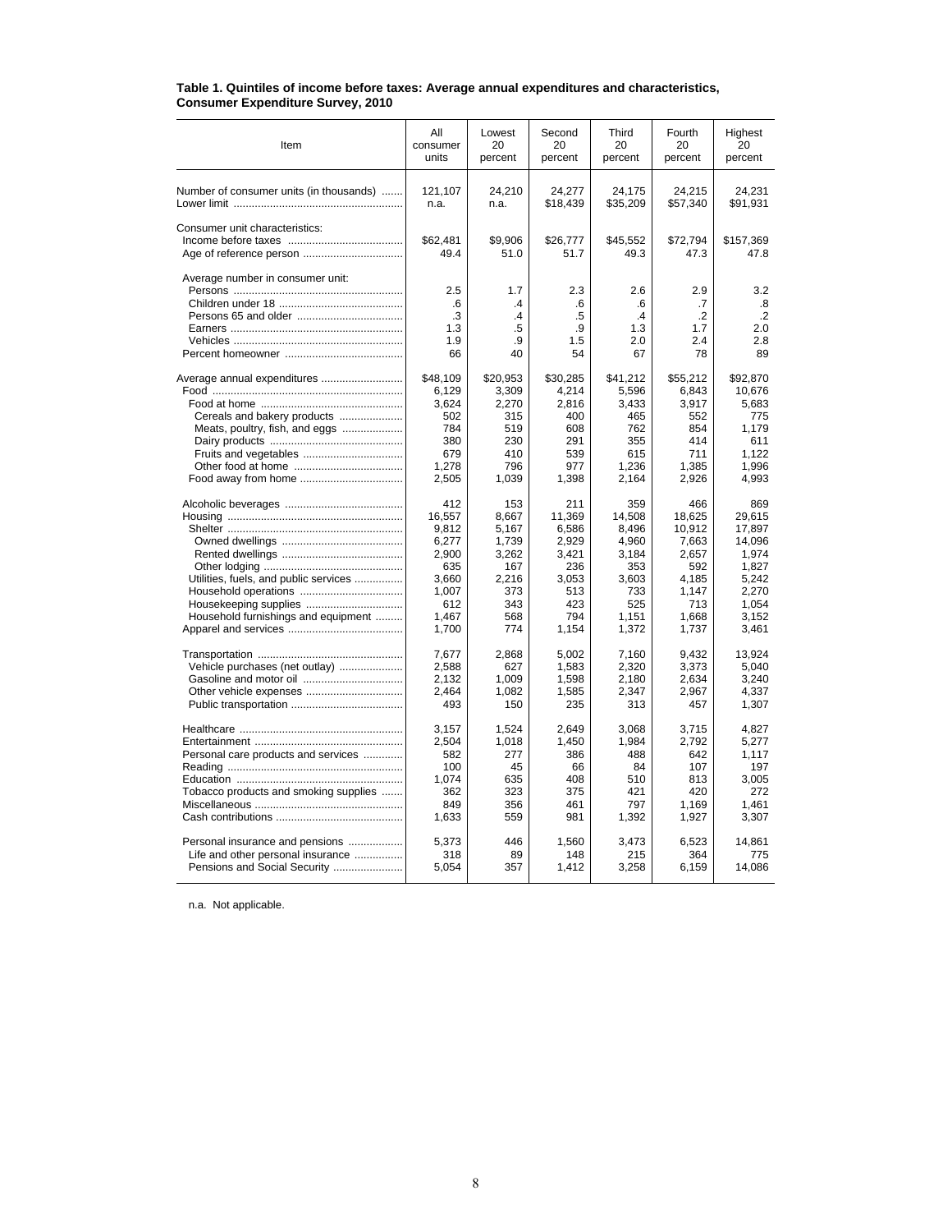**Table 1. Quintiles of income before taxes: Average annual expenditures and characteristics, Consumer Expenditure Survey, 2010**

| Item | All consumer units | Lowest 20 percent | Second 20 percent | Third 20 percent | Fourth 20 percent | Highest 20 percent |
|---|---|---|---|---|---|---|
| Number of consumer units (in thousands) | 121,107 | 24,210 | 24,277 | 24,175 | 24,215 | 24,231 |
| Lower limit | n.a. | n.a. | $18,439 | $35,209 | $57,340 | $91,931 |
| Consumer unit characteristics: | | | | | | |
| Income before taxes | $62,481 | $9,906 | $26,777 | $45,552 | $72,794 | $157,369 |
| Age of reference person | 49.4 | 51.0 | 51.7 | 49.3 | 47.3 | 47.8 |
| Average number in consumer unit: | | | | | | |
| Persons | 2.5 | 1.7 | 2.3 | 2.6 | 2.9 | 3.2 |
| Children under 18 | .6 | .4 | .6 | .6 | .7 | .8 |
| Persons 65 and older | .3 | .4 | .5 | .4 | .2 | .2 |
| Earners | 1.3 | .5 | .9 | 1.3 | 1.7 | 2.0 |
| Vehicles | 1.9 | .9 | 1.5 | 2.0 | 2.4 | 2.8 |
| Percent homeowner | 66 | 40 | 54 | 67 | 78 | 89 |
| Average annual expenditures | $48,109 | $20,953 | $30,285 | $41,212 | $55,212 | $92,870 |
| Food | 6,129 | 3,309 | 4,214 | 5,596 | 6,843 | 10,676 |
| Food at home | 3,624 | 2,270 | 2,816 | 3,433 | 3,917 | 5,683 |
| Cereals and bakery products | 502 | 315 | 400 | 465 | 552 | 775 |
| Meats, poultry, fish, and eggs | 784 | 519 | 608 | 762 | 854 | 1,179 |
| Dairy products | 380 | 230 | 291 | 355 | 414 | 611 |
| Fruits and vegetables | 679 | 410 | 539 | 615 | 711 | 1,122 |
| Other food at home | 1,278 | 796 | 977 | 1,236 | 1,385 | 1,996 |
| Food away from home | 2,505 | 1,039 | 1,398 | 2,164 | 2,926 | 4,993 |
| Alcoholic beverages | 412 | 153 | 211 | 359 | 466 | 869 |
| Housing | 16,557 | 8,667 | 11,369 | 14,508 | 18,625 | 29,615 |
| Shelter | 9,812 | 5,167 | 6,586 | 8,496 | 10,912 | 17,897 |
| Owned dwellings | 6,277 | 1,739 | 2,929 | 4,960 | 7,663 | 14,096 |
| Rented dwellings | 2,900 | 3,262 | 3,421 | 3,184 | 2,657 | 1,974 |
| Other lodging | 635 | 167 | 236 | 353 | 592 | 1,827 |
| Utilities, fuels, and public services | 3,660 | 2,216 | 3,053 | 3,603 | 4,185 | 5,242 |
| Household operations | 1,007 | 373 | 513 | 733 | 1,147 | 2,270 |
| Housekeeping supplies | 612 | 343 | 423 | 525 | 713 | 1,054 |
| Household furnishings and equipment | 1,467 | 568 | 794 | 1,151 | 1,668 | 3,152 |
| Apparel and services | 1,700 | 774 | 1,154 | 1,372 | 1,737 | 3,461 |
| Transportation | 7,677 | 2,868 | 5,002 | 7,160 | 9,432 | 13,924 |
| Vehicle purchases (net outlay) | 2,588 | 627 | 1,583 | 2,320 | 3,373 | 5,040 |
| Gasoline and motor oil | 2,132 | 1,009 | 1,598 | 2,180 | 2,634 | 3,240 |
| Other vehicle expenses | 2,464 | 1,082 | 1,585 | 2,347 | 2,967 | 4,337 |
| Public transportation | 493 | 150 | 235 | 313 | 457 | 1,307 |
| Healthcare | 3,157 | 1,524 | 2,649 | 3,068 | 3,715 | 4,827 |
| Entertainment | 2,504 | 1,018 | 1,450 | 1,984 | 2,792 | 5,277 |
| Personal care products and services | 582 | 277 | 386 | 488 | 642 | 1,117 |
| Reading | 100 | 45 | 66 | 84 | 107 | 197 |
| Education | 1,074 | 635 | 408 | 510 | 813 | 3,005 |
| Tobacco products and smoking supplies | 362 | 323 | 375 | 421 | 420 | 272 |
| Miscellaneous | 849 | 356 | 461 | 797 | 1,169 | 1,461 |
| Cash contributions | 1,633 | 559 | 981 | 1,392 | 1,927 | 3,307 |
| Personal insurance and pensions | 5,373 | 446 | 1,560 | 3,473 | 6,523 | 14,861 |
| Life and other personal insurance | 318 | 89 | 148 | 215 | 364 | 775 |
| Pensions and Social Security | 5,054 | 357 | 1,412 | 3,258 | 6,159 | 14,086 |

n.a. Not applicable.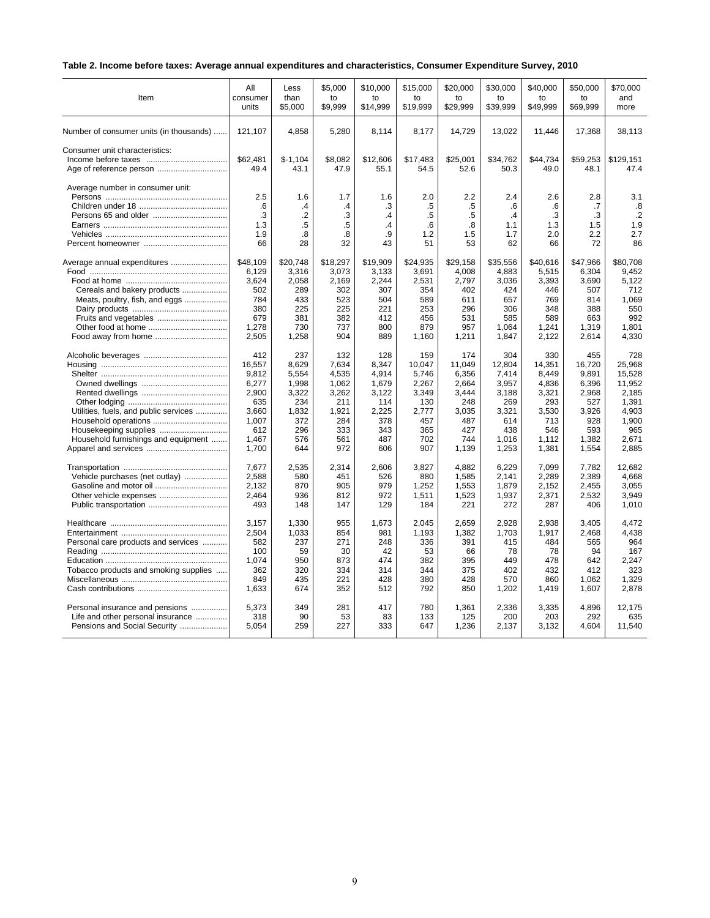**Table 2. Income before taxes: Average annual expenditures and characteristics, Consumer Expenditure Survey, 2010**

| Item | All consumer units | Less than $5,000 | $5,000 to $9,999 | $10,000 to $14,999 | $15,000 to $19,999 | $20,000 to $29,999 | $30,000 to $39,999 | $40,000 to $49,999 | $50,000 to $69,999 | $70,000 and more |
|---|---|---|---|---|---|---|---|---|---|---|
| Number of consumer units (in thousands) | 121,107 | 4,858 | 5,280 | 8,114 | 8,177 | 14,729 | 13,022 | 11,446 | 17,368 | 38,113 |
| Consumer unit characteristics: | | | | | | | | | | |
| Income before taxes | $62,481 | $-1,104 | $8,082 | $12,606 | $17,483 | $25,001 | $34,762 | $44,734 | $59,253 | $129,151 |
| Age of reference person | 49.4 | 43.1 | 47.9 | 55.1 | 54.5 | 52.6 | 50.3 | 49.0 | 48.1 | 47.4 |
| Average number in consumer unit: | | | | | | | | | | |
| Persons | 2.5 | 1.6 | 1.7 | 1.6 | 2.0 | 2.2 | 2.4 | 2.6 | 2.8 | 3.1 |
| Children under 18 | .6 | .4 | .4 | .3 | .5 | .5 | .6 | .6 | .7 | .8 |
| Persons 65 and older | .3 | .2 | .3 | .4 | .5 | .5 | .4 | .3 | .3 | .2 |
| Earners | 1.3 | .5 | .5 | .4 | .6 | .8 | 1.1 | 1.3 | 1.5 | 1.9 |
| Vehicles | 1.9 | .8 | .8 | .9 | 1.2 | 1.5 | 1.7 | 2.0 | 2.2 | 2.7 |
| Percent homeowner | 66 | 28 | 32 | 43 | 51 | 53 | 62 | 66 | 72 | 86 |
| Average annual expenditures | $48,109 | $20,748 | $18,297 | $19,909 | $24,935 | $29,158 | $35,556 | $40,616 | $47,966 | $80,708 |
| Food | 6,129 | 3,316 | 3,073 | 3,133 | 3,691 | 4,008 | 4,883 | 5,515 | 6,304 | 9,452 |
| Food at home | 3,624 | 2,058 | 2,169 | 2,244 | 2,531 | 2,797 | 3,036 | 3,393 | 3,690 | 5,122 |
| Cereals and bakery products | 502 | 289 | 302 | 307 | 354 | 402 | 424 | 446 | 507 | 712 |
| Meats, poultry, fish, and eggs | 784 | 433 | 523 | 504 | 589 | 611 | 657 | 769 | 814 | 1,069 |
| Dairy products | 380 | 225 | 225 | 221 | 253 | 296 | 306 | 348 | 388 | 550 |
| Fruits and vegetables | 679 | 381 | 382 | 412 | 456 | 531 | 585 | 589 | 663 | 992 |
| Other food at home | 1,278 | 730 | 737 | 800 | 879 | 957 | 1,064 | 1,241 | 1,319 | 1,801 |
| Food away from home | 2,505 | 1,258 | 904 | 889 | 1,160 | 1,211 | 1,847 | 2,122 | 2,614 | 4,330 |
| Alcoholic beverages | 412 | 237 | 132 | 128 | 159 | 174 | 304 | 330 | 455 | 728 |
| Housing | 16,557 | 8,629 | 7,634 | 8,347 | 10,047 | 11,049 | 12,804 | 14,351 | 16,720 | 25,968 |
| Shelter | 9,812 | 5,554 | 4,535 | 4,914 | 5,746 | 6,356 | 7,414 | 8,449 | 9,891 | 15,528 |
| Owned dwellings | 6,277 | 1,998 | 1,062 | 1,679 | 2,267 | 2,664 | 3,957 | 4,836 | 6,396 | 11,952 |
| Rented dwellings | 2,900 | 3,322 | 3,262 | 3,122 | 3,349 | 3,444 | 3,188 | 3,321 | 2,968 | 2,185 |
| Other lodging | 635 | 234 | 211 | 114 | 130 | 248 | 269 | 293 | 527 | 1,391 |
| Utilities, fuels, and public services | 3,660 | 1,832 | 1,921 | 2,225 | 2,777 | 3,035 | 3,321 | 3,530 | 3,926 | 4,903 |
| Household operations | 1,007 | 372 | 284 | 378 | 457 | 487 | 614 | 713 | 928 | 1,900 |
| Housekeeping supplies | 612 | 296 | 333 | 343 | 365 | 427 | 438 | 546 | 593 | 965 |
| Household furnishings and equipment | 1,467 | 576 | 561 | 487 | 702 | 744 | 1,016 | 1,112 | 1,382 | 2,671 |
| Apparel and services | 1,700 | 644 | 972 | 606 | 907 | 1,139 | 1,253 | 1,381 | 1,554 | 2,885 |
| Transportation | 7,677 | 2,535 | 2,314 | 2,606 | 3,827 | 4,882 | 6,229 | 7,099 | 7,782 | 12,682 |
| Vehicle purchases (net outlay) | 2,588 | 580 | 451 | 526 | 880 | 1,585 | 2,141 | 2,289 | 2,389 | 4,668 |
| Gasoline and motor oil | 2,132 | 870 | 905 | 979 | 1,252 | 1,553 | 1,879 | 2,152 | 2,455 | 3,055 |
| Other vehicle expenses | 2,464 | 936 | 812 | 972 | 1,511 | 1,523 | 1,937 | 2,371 | 2,532 | 3,949 |
| Public transportation | 493 | 148 | 147 | 129 | 184 | 221 | 272 | 287 | 406 | 1,010 |
| Healthcare | 3,157 | 1,330 | 955 | 1,673 | 2,045 | 2,659 | 2,928 | 2,938 | 3,405 | 4,472 |
| Entertainment | 2,504 | 1,033 | 854 | 981 | 1,193 | 1,382 | 1,703 | 1,917 | 2,468 | 4,438 |
| Personal care products and services | 582 | 237 | 271 | 248 | 336 | 391 | 415 | 484 | 565 | 964 |
| Reading | 100 | 59 | 30 | 42 | 53 | 66 | 78 | 78 | 94 | 167 |
| Education | 1,074 | 950 | 873 | 474 | 382 | 395 | 449 | 478 | 642 | 2,247 |
| Tobacco products and smoking supplies | 362 | 320 | 334 | 314 | 344 | 375 | 402 | 432 | 412 | 323 |
| Miscellaneous | 849 | 435 | 221 | 428 | 380 | 428 | 570 | 860 | 1,062 | 1,329 |
| Cash contributions | 1,633 | 674 | 352 | 512 | 792 | 850 | 1,202 | 1,419 | 1,607 | 2,878 |
| Personal insurance and pensions | 5,373 | 349 | 281 | 417 | 780 | 1,361 | 2,336 | 3,335 | 4,896 | 12,175 |
| Life and other personal insurance | 318 | 90 | 53 | 83 | 133 | 125 | 200 | 203 | 292 | 635 |
| Pensions and Social Security | 5,054 | 259 | 227 | 333 | 647 | 1,236 | 2,137 | 3,132 | 4,604 | 11,540 |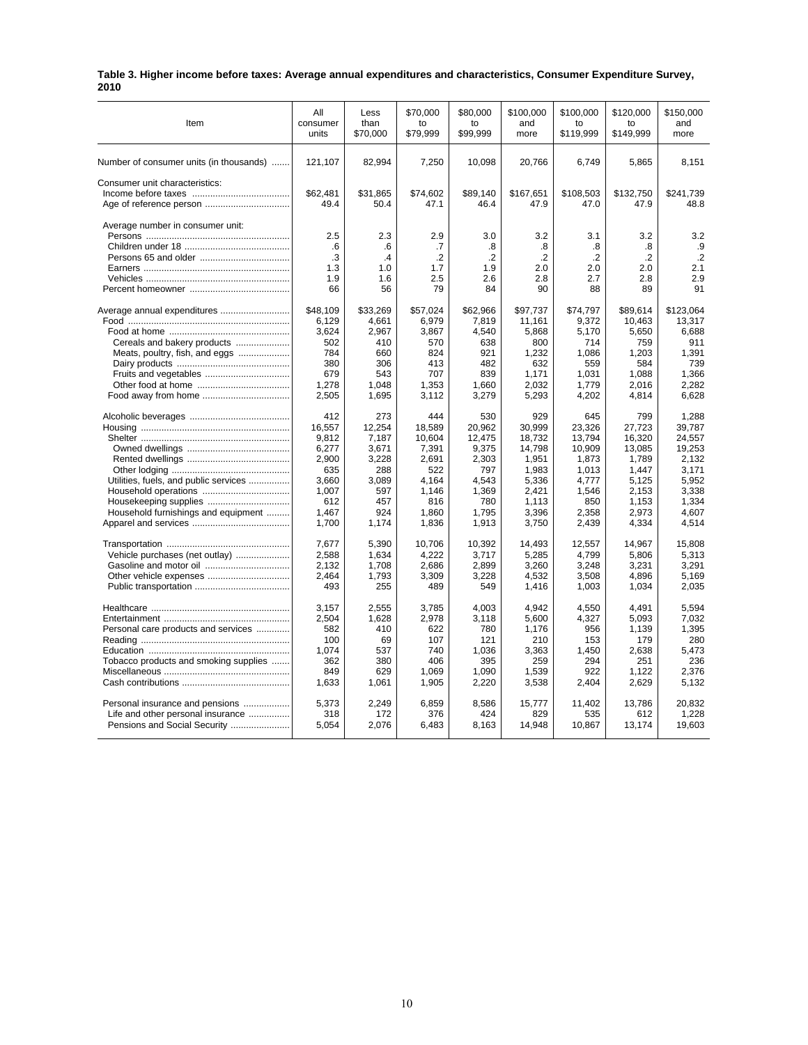**Table 3. Higher income before taxes: Average annual expenditures and characteristics, Consumer Expenditure Survey, 2010**

| Item | All consumer units | Less than $70,000 | $70,000 to $79,999 | $80,000 to $99,999 | $100,000 and more | $100,000 to $119,999 | $120,000 to $149,999 | $150,000 and more |
|---|---|---|---|---|---|---|---|---|
| Number of consumer units (in thousands) | 121,107 | 82,994 | 7,250 | 10,098 | 20,766 | 6,749 | 5,865 | 8,151 |
| Consumer unit characteristics: | | | | | | | | |
| Income before taxes | $62,481 | $31,865 | $74,602 | $89,140 | $167,651 | $108,503 | $132,750 | $241,739 |
| Age of reference person | 49.4 | 50.4 | 47.1 | 46.4 | 47.9 | 47.0 | 47.9 | 48.8 |
| Average number in consumer unit: | | | | | | | | |
| Persons | 2.5 | 2.3 | 2.9 | 3.0 | 3.2 | 3.1 | 3.2 | 3.2 |
| Children under 18 | .6 | .6 | .7 | .8 | .8 | .8 | .8 | .9 |
| Persons 65 and older | .3 | .4 | .2 | .2 | .2 | .2 | .2 | .2 |
| Earners | 1.3 | 1.0 | 1.7 | 1.9 | 2.0 | 2.0 | 2.0 | 2.1 |
| Vehicles | 1.9 | 1.6 | 2.5 | 2.6 | 2.8 | 2.7 | 2.8 | 2.9 |
| Percent homeowner | 66 | 56 | 79 | 84 | 90 | 88 | 89 | 91 |
| Average annual expenditures | $48,109 | $33,269 | $57,024 | $62,966 | $97,737 | $74,797 | $89,614 | $123,064 |
| Food | 6,129 | 4,661 | 6,979 | 7,819 | 11,161 | 9,372 | 10,463 | 13,317 |
| Food at home | 3,624 | 2,967 | 3,867 | 4,540 | 5,868 | 5,170 | 5,650 | 6,688 |
| Cereals and bakery products | 502 | 410 | 570 | 638 | 800 | 714 | 759 | 911 |
| Meats, poultry, fish, and eggs | 784 | 660 | 824 | 921 | 1,232 | 1,086 | 1,203 | 1,391 |
| Dairy products | 380 | 306 | 413 | 482 | 632 | 559 | 584 | 739 |
| Fruits and vegetables | 679 | 543 | 707 | 839 | 1,171 | 1,031 | 1,088 | 1,366 |
| Other food at home | 1,278 | 1,048 | 1,353 | 1,660 | 2,032 | 1,779 | 2,016 | 2,282 |
| Food away from home | 2,505 | 1,695 | 3,112 | 3,279 | 5,293 | 4,202 | 4,814 | 6,628 |
| Alcoholic beverages | 412 | 273 | 444 | 530 | 929 | 645 | 799 | 1,288 |
| Housing | 16,557 | 12,254 | 18,589 | 20,962 | 30,999 | 23,326 | 27,723 | 39,787 |
| Shelter | 9,812 | 7,187 | 10,604 | 12,475 | 18,732 | 13,794 | 16,320 | 24,557 |
| Owned dwellings | 6,277 | 3,671 | 7,391 | 9,375 | 14,798 | 10,909 | 13,085 | 19,253 |
| Rented dwellings | 2,900 | 3,228 | 2,691 | 2,303 | 1,951 | 1,873 | 1,789 | 2,132 |
| Other lodging | 635 | 288 | 522 | 797 | 1,983 | 1,013 | 1,447 | 3,171 |
| Utilities, fuels, and public services | 3,660 | 3,089 | 4,164 | 4,543 | 5,336 | 4,777 | 5,125 | 5,952 |
| Household operations | 1,007 | 597 | 1,146 | 1,369 | 2,421 | 1,546 | 2,153 | 3,338 |
| Housekeeping supplies | 612 | 457 | 816 | 780 | 1,113 | 850 | 1,153 | 1,334 |
| Household furnishings and equipment | 1,467 | 924 | 1,860 | 1,795 | 3,396 | 2,358 | 2,973 | 4,607 |
| Apparel and services | 1,700 | 1,174 | 1,836 | 1,913 | 3,750 | 2,439 | 4,334 | 4,514 |
| Transportation | 7,677 | 5,390 | 10,706 | 10,392 | 14,493 | 12,557 | 14,967 | 15,808 |
| Vehicle purchases (net outlay) | 2,588 | 1,634 | 4,222 | 3,717 | 5,285 | 4,799 | 5,806 | 5,313 |
| Gasoline and motor oil | 2,132 | 1,708 | 2,686 | 2,899 | 3,260 | 3,248 | 3,231 | 3,291 |
| Other vehicle expenses | 2,464 | 1,793 | 3,309 | 3,228 | 4,532 | 3,508 | 4,896 | 5,169 |
| Public transportation | 493 | 255 | 489 | 549 | 1,416 | 1,003 | 1,034 | 2,035 |
| Healthcare | 3,157 | 2,555 | 3,785 | 4,003 | 4,942 | 4,550 | 4,491 | 5,594 |
| Entertainment | 2,504 | 1,628 | 2,978 | 3,118 | 5,600 | 4,327 | 5,093 | 7,032 |
| Personal care products and services | 582 | 410 | 622 | 780 | 1,176 | 956 | 1,139 | 1,395 |
| Reading | 100 | 69 | 107 | 121 | 210 | 153 | 179 | 280 |
| Education | 1,074 | 537 | 740 | 1,036 | 3,363 | 1,450 | 2,638 | 5,473 |
| Tobacco products and smoking supplies | 362 | 380 | 406 | 395 | 259 | 294 | 251 | 236 |
| Miscellaneous | 849 | 629 | 1,069 | 1,090 | 1,539 | 922 | 1,122 | 2,376 |
| Cash contributions | 1,633 | 1,061 | 1,905 | 2,220 | 3,538 | 2,404 | 2,629 | 5,132 |
| Personal insurance and pensions | 5,373 | 2,249 | 6,859 | 8,586 | 15,777 | 11,402 | 13,786 | 20,832 |
| Life and other personal insurance | 318 | 172 | 376 | 424 | 829 | 535 | 612 | 1,228 |
| Pensions and Social Security | 5,054 | 2,076 | 6,483 | 8,163 | 14,948 | 10,867 | 13,174 | 19,603 |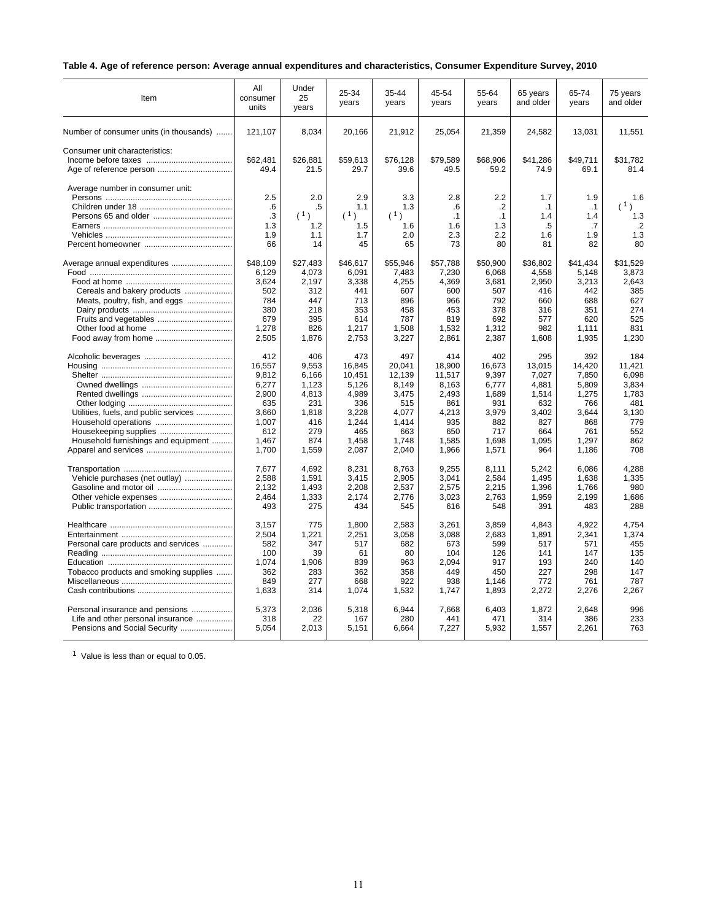**Table 4. Age of reference person: Average annual expenditures and characteristics, Consumer Expenditure Survey, 2010**

| Item | All consumer units | Under 25 years | 25-34 years | 35-44 years | 45-54 years | 55-64 years | 65 years and older | 65-74 years | 75 years and older |
|---|---|---|---|---|---|---|---|---|---|
| Number of consumer units (in thousands) | 121,107 | 8,034 | 20,166 | 21,912 | 25,054 | 21,359 | 24,582 | 13,031 | 11,551 |
| Consumer unit characteristics: | | | | | | | | | |
| Income before taxes | $62,481 | $26,881 | $59,613 | $76,128 | $79,589 | $68,906 | $41,286 | $49,711 | $31,782 |
| Age of reference person | 49.4 | 21.5 | 29.7 | 39.6 | 49.5 | 59.2 | 74.9 | 69.1 | 81.4 |
| Average number in consumer unit: | | | | | | | | | |
| Persons | 2.5 | 2.0 | 2.9 | 3.3 | 2.8 | 2.2 | 1.7 | 1.9 | 1.6 |
| Children under 18 | .6 | .5 | 1.1 | 1.3 | .6 | .2 | .1 | .1 | (1) |
| Persons 65 and older | .3 | (1) | (1) | (1) | .1 | .1 | 1.4 | 1.4 | 1.3 |
| Earners | 1.3 | 1.2 | 1.5 | 1.6 | 1.6 | 1.3 | .5 | .7 | .2 |
| Vehicles | 1.9 | 1.1 | 1.7 | 2.0 | 2.3 | 2.2 | 1.6 | 1.9 | 1.3 |
| Percent homeowner | 66 | 14 | 45 | 65 | 73 | 80 | 81 | 82 | 80 |
| Average annual expenditures | $48,109 | $27,483 | $46,617 | $55,946 | $57,788 | $50,900 | $36,802 | $41,434 | $31,529 |
| Food | 6,129 | 4,073 | 6,091 | 7,483 | 7,230 | 6,068 | 4,558 | 5,148 | 3,873 |
| Food at home | 3,624 | 2,197 | 3,338 | 4,255 | 4,369 | 3,681 | 2,950 | 3,213 | 2,643 |
| Cereals and bakery products | 502 | 312 | 441 | 607 | 600 | 507 | 416 | 442 | 385 |
| Meats, poultry, fish, and eggs | 784 | 447 | 713 | 896 | 966 | 792 | 660 | 688 | 627 |
| Dairy products | 380 | 218 | 353 | 458 | 453 | 378 | 316 | 351 | 274 |
| Fruits and vegetables | 679 | 395 | 614 | 787 | 819 | 692 | 577 | 620 | 525 |
| Other food at home | 1,278 | 826 | 1,217 | 1,508 | 1,532 | 1,312 | 982 | 1,111 | 831 |
| Food away from home | 2,505 | 1,876 | 2,753 | 3,227 | 2,861 | 2,387 | 1,608 | 1,935 | 1,230 |
| Alcoholic beverages | 412 | 406 | 473 | 497 | 414 | 402 | 295 | 392 | 184 |
| Housing | 16,557 | 9,553 | 16,845 | 20,041 | 18,900 | 16,673 | 13,015 | 14,420 | 11,421 |
| Shelter | 9,812 | 6,166 | 10,451 | 12,139 | 11,517 | 9,397 | 7,027 | 7,850 | 6,098 |
| Owned dwellings | 6,277 | 1,123 | 5,126 | 8,149 | 8,163 | 6,777 | 4,881 | 5,809 | 3,834 |
| Rented dwellings | 2,900 | 4,813 | 4,989 | 3,475 | 2,493 | 1,689 | 1,514 | 1,275 | 1,783 |
| Other lodging | 635 | 231 | 336 | 515 | 861 | 931 | 632 | 766 | 481 |
| Utilities, fuels, and public services | 3,660 | 1,818 | 3,228 | 4,077 | 4,213 | 3,979 | 3,402 | 3,644 | 3,130 |
| Household operations | 1,007 | 416 | 1,244 | 1,414 | 935 | 882 | 827 | 868 | 779 |
| Housekeeping supplies | 612 | 279 | 465 | 663 | 650 | 717 | 664 | 761 | 552 |
| Household furnishings and equipment | 1,467 | 874 | 1,458 | 1,748 | 1,585 | 1,698 | 1,095 | 1,297 | 862 |
| Apparel and services | 1,700 | 1,559 | 2,087 | 2,040 | 1,966 | 1,571 | 964 | 1,186 | 708 |
| Transportation | 7,677 | 4,692 | 8,231 | 8,763 | 9,255 | 8,111 | 5,242 | 6,086 | 4,288 |
| Vehicle purchases (net outlay) | 2,588 | 1,591 | 3,415 | 2,905 | 3,041 | 2,584 | 1,495 | 1,638 | 1,335 |
| Gasoline and motor oil | 2,132 | 1,493 | 2,208 | 2,537 | 2,575 | 2,215 | 1,396 | 1,766 | 980 |
| Other vehicle expenses | 2,464 | 1,333 | 2,174 | 2,776 | 3,023 | 2,763 | 1,959 | 2,199 | 1,686 |
| Public transportation | 493 | 275 | 434 | 545 | 616 | 548 | 391 | 483 | 288 |
| Healthcare | 3,157 | 775 | 1,800 | 2,583 | 3,261 | 3,859 | 4,843 | 4,922 | 4,754 |
| Entertainment | 2,504 | 1,221 | 2,251 | 3,058 | 3,088 | 2,683 | 1,891 | 2,341 | 1,374 |
| Personal care products and services | 582 | 347 | 517 | 682 | 673 | 599 | 517 | 571 | 455 |
| Reading | 100 | 39 | 61 | 80 | 104 | 126 | 141 | 147 | 135 |
| Education | 1,074 | 1,906 | 839 | 963 | 2,094 | 917 | 193 | 240 | 140 |
| Tobacco products and smoking supplies | 362 | 283 | 362 | 358 | 449 | 450 | 227 | 298 | 147 |
| Miscellaneous | 849 | 277 | 668 | 922 | 938 | 1,146 | 772 | 761 | 787 |
| Cash contributions | 1,633 | 314 | 1,074 | 1,532 | 1,747 | 1,893 | 2,272 | 2,276 | 2,267 |
| Personal insurance and pensions | 5,373 | 2,036 | 5,318 | 6,944 | 7,668 | 6,403 | 1,872 | 2,648 | 996 |
| Life and other personal insurance | 318 | 22 | 167 | 280 | 441 | 471 | 314 | 386 | 233 |
| Pensions and Social Security | 5,054 | 2,013 | 5,151 | 6,664 | 7,227 | 5,932 | 1,557 | 2,261 | 763 |

[1] Value is less than or equal to 0.05.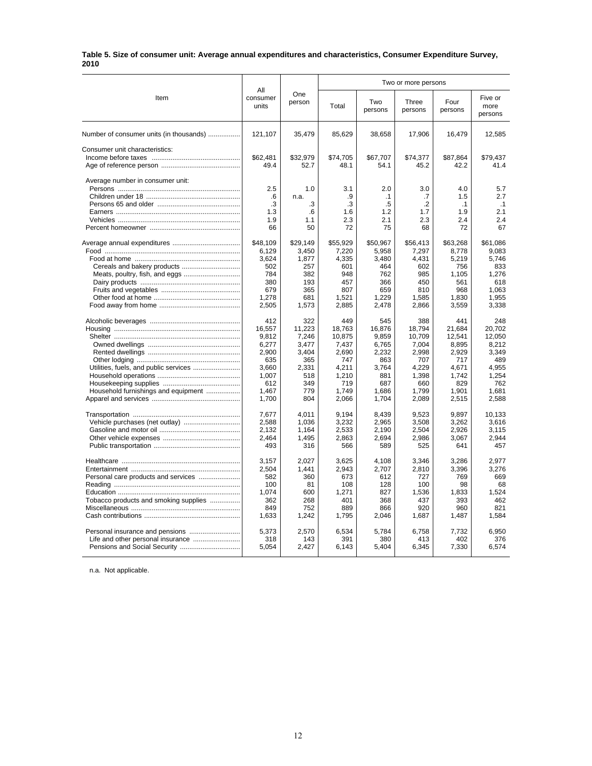**Table 5. Size of consumer unit: Average annual expenditures and characteristics, Consumer Expenditure Survey, 2010**

| Item | All consumer units | One person | Two or more persons | | | | |
|---|---|---|---|---|---|---|---|
| | | | Total | Two persons | Three persons | Four persons | Five or more persons |
| Number of consumer units (in thousands) | 121,107 | 35,479 | 85,629 | 38,658 | 17,906 | 16,479 | 12,585 |
| Consumer unit characteristics: | | | | | | | |
| Income before taxes | $62,481 | $32,979 | $74,705 | $67,707 | $74,377 | $87,864 | $79,437 |
| Age of reference person | 49.4 | 52.7 | 48.1 | 54.1 | 45.2 | 42.2 | 41.4 |
| Average number in consumer unit: | | | | | | | |
| Persons | 2.5 | 1.0 | 3.1 | 2.0 | 3.0 | 4.0 | 5.7 |
| Children under 18 | .6 | n.a. | .9 | .1 | .7 | 1.5 | 2.7 |
| Persons 65 and older | .3 | .3 | .3 | .5 | .2 | .1 | .1 |
| Earners | 1.3 | .6 | 1.6 | 1.2 | 1.7 | 1.9 | 2.1 |
| Vehicles | 1.9 | 1.1 | 2.3 | 2.1 | 2.3 | 2.4 | 2.4 |
| Percent homeowner | 66 | 50 | 72 | 75 | 68 | 72 | 67 |
| Average annual expenditures | $48,109 | $29,149 | $55,929 | $50,967 | $56,413 | $63,268 | $61,086 |
| Food | 6,129 | 3,450 | 7,220 | 5,958 | 7,297 | 8,778 | 9,083 |
| Food at home | 3,624 | 1,877 | 4,335 | 3,480 | 4,431 | 5,219 | 5,746 |
| Cereals and bakery products | 502 | 257 | 601 | 464 | 602 | 756 | 833 |
| Meats, poultry, fish, and eggs | 784 | 382 | 948 | 762 | 985 | 1,105 | 1,276 |
| Dairy products | 380 | 193 | 457 | 366 | 450 | 561 | 618 |
| Fruits and vegetables | 679 | 365 | 807 | 659 | 810 | 968 | 1,063 |
| Other food at home | 1,278 | 681 | 1,521 | 1,229 | 1,585 | 1,830 | 1,955 |
| Food away from home | 2,505 | 1,573 | 2,885 | 2,478 | 2,866 | 3,559 | 3,338 |
| Alcoholic beverages | 412 | 322 | 449 | 545 | 388 | 441 | 248 |
| Housing | 16,557 | 11,223 | 18,763 | 16,876 | 18,794 | 21,684 | 20,702 |
| Shelter | 9,812 | 7,246 | 10,875 | 9,859 | 10,709 | 12,541 | 12,050 |
| Owned dwellings | 6,277 | 3,477 | 7,437 | 6,765 | 7,004 | 8,895 | 8,212 |
| Rented dwellings | 2,900 | 3,404 | 2,690 | 2,232 | 2,998 | 2,929 | 3,349 |
| Other lodging | 635 | 365 | 747 | 863 | 707 | 717 | 489 |
| Utilities, fuels, and public services | 3,660 | 2,331 | 4,211 | 3,764 | 4,229 | 4,671 | 4,955 |
| Household operations | 1,007 | 518 | 1,210 | 881 | 1,398 | 1,742 | 1,254 |
| Housekeeping supplies | 612 | 349 | 719 | 687 | 660 | 829 | 762 |
| Household furnishings and equipment | 1,467 | 779 | 1,749 | 1,686 | 1,799 | 1,901 | 1,681 |
| Apparel and services | 1,700 | 804 | 2,066 | 1,704 | 2,089 | 2,515 | 2,588 |
| Transportation | 7,677 | 4,011 | 9,194 | 8,439 | 9,523 | 9,897 | 10,133 |
| Vehicle purchases (net outlay) | 2,588 | 1,036 | 3,232 | 2,965 | 3,508 | 3,262 | 3,616 |
| Gasoline and motor oil | 2,132 | 1,164 | 2,533 | 2,190 | 2,504 | 2,926 | 3,115 |
| Other vehicle expenses | 2,464 | 1,495 | 2,863 | 2,694 | 2,986 | 3,067 | 2,944 |
| Public transportation | 493 | 316 | 566 | 589 | 525 | 641 | 457 |
| Healthcare | 3,157 | 2,027 | 3,625 | 4,108 | 3,346 | 3,286 | 2,977 |
| Entertainment | 2,504 | 1,441 | 2,943 | 2,707 | 2,810 | 3,396 | 3,276 |
| Personal care products and services | 582 | 360 | 673 | 612 | 727 | 769 | 669 |
| Reading | 100 | 81 | 108 | 128 | 100 | 98 | 68 |
| Education | 1,074 | 600 | 1,271 | 827 | 1,536 | 1,833 | 1,524 |
| Tobacco products and smoking supplies | 362 | 268 | 401 | 368 | 437 | 393 | 462 |
| Miscellaneous | 849 | 752 | 889 | 866 | 920 | 960 | 821 |
| Cash contributions | 1,633 | 1,242 | 1,795 | 2,046 | 1,687 | 1,487 | 1,584 |
| Personal insurance and pensions | 5,373 | 2,570 | 6,534 | 5,784 | 6,758 | 7,732 | 6,950 |
| Life and other personal insurance | 318 | 143 | 391 | 380 | 413 | 402 | 376 |
| Pensions and Social Security | 5,054 | 2,427 | 6,143 | 5,404 | 6,345 | 7,330 | 6,574 |

n.a. Not applicable.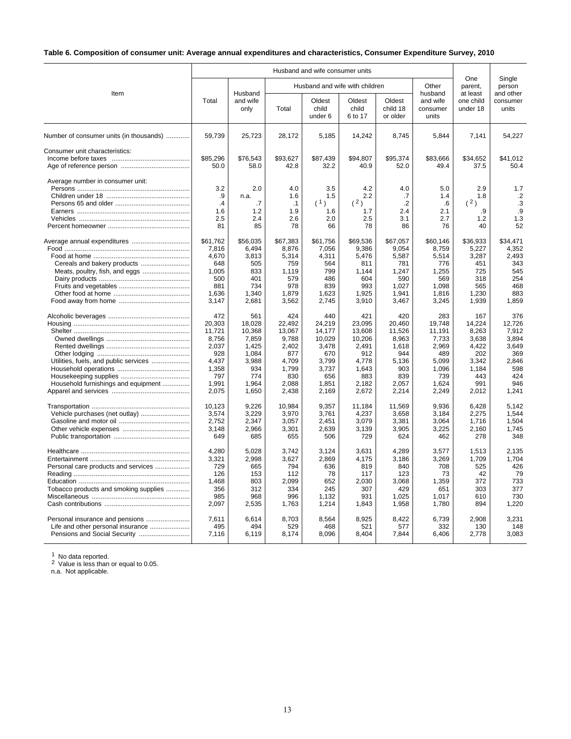**Table 6. Composition of consumer unit: Average annual expenditures and characteristics, Consumer Expenditure Survey, 2010**

| Item | Husband and wife consumer units | | | | | | | One parent, at least one child under 18 | Single person and other consumer units |
|---|---|---|---|---|---|---|---|---|---|
| | Total | Husband and wife only | Husband and wife with children | | | | Other husband and wife consumer units | | |
| | | | Total | Oldest child under 6 | Oldest child 6 to 17 | Oldest child 18 or older | | | |
| Number of consumer units (in thousands) | 59,739 | 25,723 | 28,172 | 5,185 | 14,242 | 8,745 | 5,844 | 7,141 | 54,227 |
| Consumer unit characteristics: | | | | | | | | | |
| Income before taxes | $85,296 | $76,543 | $93,627 | $87,439 | $94,807 | $95,374 | $83,666 | $34,652 | $41,012 |
| Age of reference person | 50.0 | 58.0 | 42.8 | 32.2 | 40.9 | 52.0 | 49.4 | 37.5 | 50.4 |
| Average number in consumer unit: | | | | | | | | | |
| Persons | 3.2 | 2.0 | 4.0 | 3.5 | 4.2 | 4.0 | 5.0 | 2.9 | 1.7 |
| Children under 18 | .9 | n.a. | 1.6 | 1.5 | 2.2 | .7 | 1.4 | 1.8 | .2 |
| Persons 65 and older | .4 | .7 | .1 | (1) | (2) | .2 | .6 | (2) | .3 |
| Earners | 1.6 | 1.2 | 1.9 | 1.6 | 1.7 | 2.4 | 2.1 | .9 | .9 |
| Vehicles | 2.5 | 2.4 | 2.6 | 2.0 | 2.5 | 3.1 | 2.7 | 1.2 | 1.3 |
| Percent homeowner | 81 | 85 | 78 | 66 | 78 | 86 | 76 | 40 | 52 |
| Average annual expenditures | $61,762 | $56,035 | $67,383 | $61,756 | $69,536 | $67,057 | $60,146 | $36,933 | $34,471 |
| Food | 7,816 | 6,494 | 8,876 | 7,056 | 9,386 | 9,054 | 8,759 | 5,227 | 4,352 |
| Food at home | 4,670 | 3,813 | 5,314 | 4,311 | 5,476 | 5,587 | 5,514 | 3,287 | 2,493 |
| Cereals and bakery products | 648 | 505 | 759 | 564 | 811 | 781 | 776 | 451 | 343 |
| Meats, poultry, fish, and eggs | 1,005 | 833 | 1,119 | 799 | 1,144 | 1,247 | 1,255 | 725 | 545 |
| Dairy products | 500 | 401 | 579 | 486 | 604 | 590 | 569 | 318 | 254 |
| Fruits and vegetables | 881 | 734 | 978 | 839 | 993 | 1,027 | 1,098 | 565 | 468 |
| Other food at home | 1,636 | 1,340 | 1,879 | 1,623 | 1,925 | 1,941 | 1,816 | 1,230 | 883 |
| Food away from home | 3,147 | 2,681 | 3,562 | 2,745 | 3,910 | 3,467 | 3,245 | 1,939 | 1,859 |
| Alcoholic beverages | 472 | 561 | 424 | 440 | 421 | 420 | 283 | 167 | 376 |
| Housing | 20,303 | 18,028 | 22,492 | 24,219 | 23,095 | 20,460 | 19,748 | 14,224 | 12,726 |
| Shelter | 11,721 | 10,368 | 13,067 | 14,177 | 13,608 | 11,526 | 11,191 | 8,263 | 7,912 |
| Owned dwellings | 8,756 | 7,859 | 9,788 | 10,029 | 10,206 | 8,963 | 7,733 | 3,638 | 3,894 |
| Rented dwellings | 2,037 | 1,425 | 2,402 | 3,478 | 2,491 | 1,618 | 2,969 | 4,422 | 3,649 |
| Other lodging | 928 | 1,084 | 877 | 670 | 912 | 944 | 489 | 202 | 369 |
| Utilities, fuels, and public services | 4,437 | 3,988 | 4,709 | 3,799 | 4,778 | 5,136 | 5,099 | 3,342 | 2,846 |
| Household operations | 1,358 | 934 | 1,799 | 3,737 | 1,643 | 903 | 1,096 | 1,184 | 598 |
| Housekeeping supplies | 797 | 774 | 830 | 656 | 883 | 839 | 739 | 443 | 424 |
| Household furnishings and equipment | 1,991 | 1,964 | 2,088 | 1,851 | 2,182 | 2,057 | 1,624 | 991 | 946 |
| Apparel and services | 2,075 | 1,650 | 2,438 | 2,169 | 2,672 | 2,214 | 2,249 | 2,012 | 1,241 |
| Transportation | 10,123 | 9,226 | 10,984 | 9,357 | 11,184 | 11,569 | 9,936 | 6,428 | 5,142 |
| Vehicle purchases (net outlay) | 3,574 | 3,229 | 3,970 | 3,761 | 4,237 | 3,658 | 3,184 | 2,275 | 1,544 |
| Gasoline and motor oil | 2,752 | 2,347 | 3,057 | 2,451 | 3,079 | 3,381 | 3,064 | 1,716 | 1,504 |
| Other vehicle expenses | 3,148 | 2,966 | 3,301 | 2,639 | 3,139 | 3,905 | 3,225 | 2,160 | 1,745 |
| Public transportation | 649 | 685 | 655 | 506 | 729 | 624 | 462 | 278 | 348 |
| Healthcare | 4,280 | 5,028 | 3,742 | 3,124 | 3,631 | 4,289 | 3,577 | 1,513 | 2,135 |
| Entertainment | 3,321 | 2,998 | 3,627 | 2,869 | 4,175 | 3,186 | 3,269 | 1,709 | 1,704 |
| Personal care products and services | 729 | 665 | 794 | 636 | 819 | 840 | 708 | 525 | 426 |
| Reading | 126 | 153 | 112 | 78 | 117 | 123 | 73 | 42 | 79 |
| Education | 1,468 | 803 | 2,099 | 652 | 2,030 | 3,068 | 1,359 | 372 | 733 |
| Tobacco products and smoking supplies | 356 | 312 | 334 | 245 | 307 | 429 | 651 | 303 | 377 |
| Miscellaneous | 985 | 968 | 996 | 1,132 | 931 | 1,025 | 1,017 | 610 | 730 |
| Cash contributions | 2,097 | 2,535 | 1,763 | 1,214 | 1,843 | 1,958 | 1,780 | 894 | 1,220 |
| Personal insurance and pensions | 7,611 | 6,614 | 8,703 | 8,564 | 8,925 | 8,422 | 6,739 | 2,908 | 3,231 |
| Life and other personal insurance | 495 | 494 | 529 | 468 | 521 | 577 | 332 | 130 | 148 |
| Pensions and Social Security | 7,116 | 6,119 | 8,174 | 8,096 | 8,404 | 7,844 | 6,406 | 2,778 | 3,083 |

[1] No data reported.
[2] Value is less than or equal to 0.05.
n.a. Not applicable.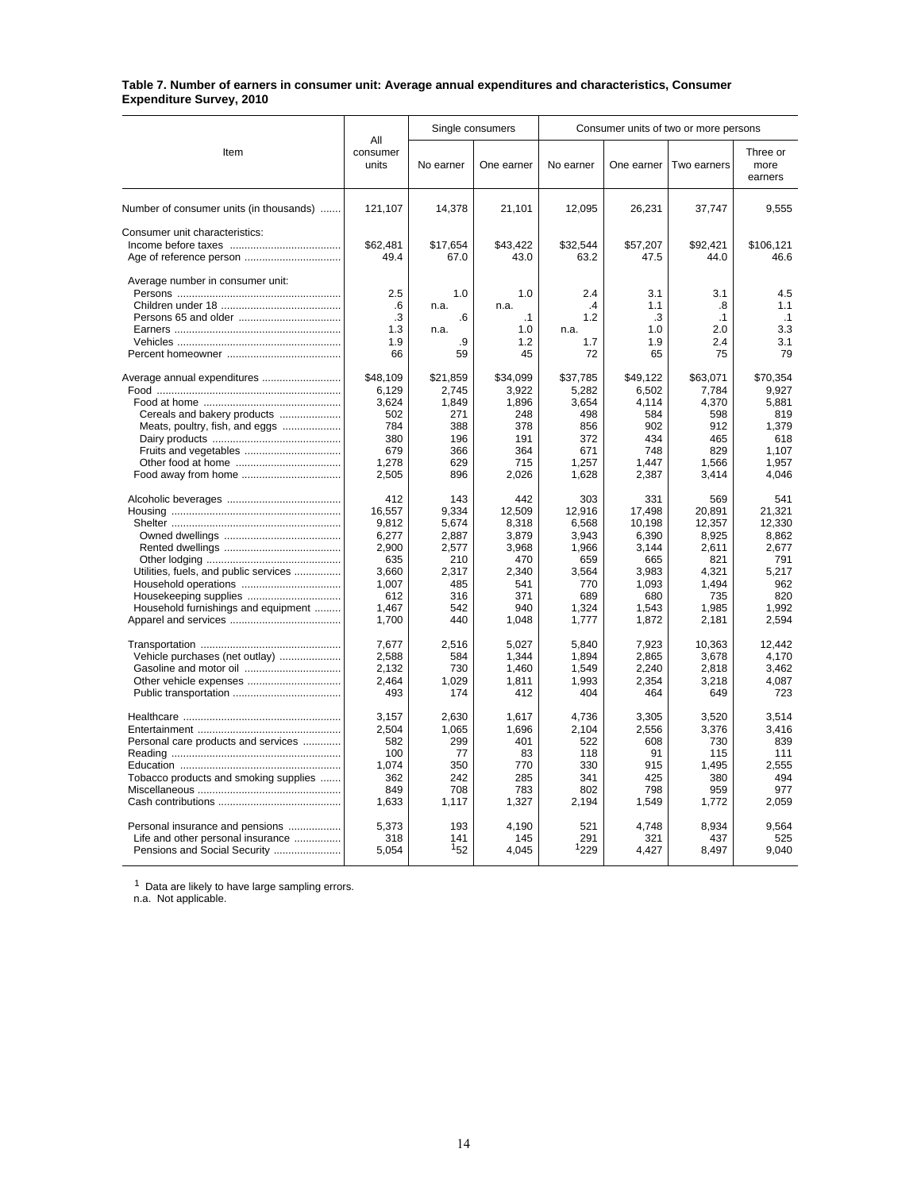**Table 7. Number of earners in consumer unit: Average annual expenditures and characteristics, Consumer Expenditure Survey, 2010**

| Item | All consumer units | Single consumers | | Consumer units of two or more persons | | | |
|---|---|---|---|---|---|---|---|
| | | No earner | One earner | No earner | One earner | Two earners | Three or more earners |
| Number of consumer units (in thousands) | 121,107 | 14,378 | 21,101 | 12,095 | 26,231 | 37,747 | 9,555 |
| Consumer unit characteristics: | | | | | | | |
| Income before taxes | $62,481 | $17,654 | $43,422 | $32,544 | $57,207 | $92,421 | $106,121 |
| Age of reference person | 49.4 | 67.0 | 43.0 | 63.2 | 47.5 | 44.0 | 46.6 |
| Average number in consumer unit: | | | | | | | |
| Persons | 2.5 | 1.0 | 1.0 | 2.4 | 3.1 | 3.1 | 4.5 |
| Children under 18 | .6 | n.a. | n.a. | .4 | 1.1 | .8 | 1.1 |
| Persons 65 and older | .3 | .6 | .1 | 1.2 | .3 | .1 | .1 |
| Earners | 1.3 | n.a. | 1.0 | n.a. | 1.0 | 2.0 | 3.3 |
| Vehicles | 1.9 | .9 | 1.2 | 1.7 | 1.9 | 2.4 | 3.1 |
| Percent homeowner | 66 | 59 | 45 | 72 | 65 | 75 | 79 |
| Average annual expenditures | $48,109 | $21,859 | $34,099 | $37,785 | $49,122 | $63,071 | $70,354 |
| Food | 6,129 | 2,745 | 3,922 | 5,282 | 6,502 | 7,784 | 9,927 |
| Food at home | 3,624 | 1,849 | 1,896 | 3,654 | 4,114 | 4,370 | 5,881 |
| Cereals and bakery products | 502 | 271 | 248 | 498 | 584 | 598 | 819 |
| Meats, poultry, fish, and eggs | 784 | 388 | 378 | 856 | 902 | 912 | 1,379 |
| Dairy products | 380 | 196 | 191 | 372 | 434 | 465 | 618 |
| Fruits and vegetables | 679 | 366 | 364 | 671 | 748 | 829 | 1,107 |
| Other food at home | 1,278 | 629 | 715 | 1,257 | 1,447 | 1,566 | 1,957 |
| Food away from home | 2,505 | 896 | 2,026 | 1,628 | 2,387 | 3,414 | 4,046 |
| Alcoholic beverages | 412 | 143 | 442 | 303 | 331 | 569 | 541 |
| Housing | 16,557 | 9,334 | 12,509 | 12,916 | 17,498 | 20,891 | 21,321 |
| Shelter | 9,812 | 5,674 | 8,318 | 6,568 | 10,198 | 12,357 | 12,330 |
| Owned dwellings | 6,277 | 2,887 | 3,879 | 3,943 | 6,390 | 8,925 | 8,862 |
| Rented dwellings | 2,900 | 2,577 | 3,968 | 1,966 | 3,144 | 2,611 | 2,677 |
| Other lodging | 635 | 210 | 470 | 659 | 665 | 821 | 791 |
| Utilities, fuels, and public services | 3,660 | 2,317 | 2,340 | 3,564 | 3,983 | 4,321 | 5,217 |
| Household operations | 1,007 | 485 | 541 | 770 | 1,093 | 1,494 | 962 |
| Housekeeping supplies | 612 | 316 | 371 | 689 | 680 | 735 | 820 |
| Household furnishings and equipment | 1,467 | 542 | 940 | 1,324 | 1,543 | 1,985 | 1,992 |
| Apparel and services | 1,700 | 440 | 1,048 | 1,777 | 1,872 | 2,181 | 2,594 |
| Transportation | 7,677 | 2,516 | 5,027 | 5,840 | 7,923 | 10,363 | 12,442 |
| Vehicle purchases (net outlay) | 2,588 | 584 | 1,344 | 1,894 | 2,865 | 3,678 | 4,170 |
| Gasoline and motor oil | 2,132 | 730 | 1,460 | 1,549 | 2,240 | 2,818 | 3,462 |
| Other vehicle expenses | 2,464 | 1,029 | 1,811 | 1,993 | 2,354 | 3,218 | 4,087 |
| Public transportation | 493 | 174 | 412 | 404 | 464 | 649 | 723 |
| Healthcare | 3,157 | 2,630 | 1,617 | 4,736 | 3,305 | 3,520 | 3,514 |
| Entertainment | 2,504 | 1,065 | 1,696 | 2,104 | 2,556 | 3,376 | 3,416 |
| Personal care products and services | 582 | 299 | 401 | 522 | 608 | 730 | 839 |
| Reading | 100 | 77 | 83 | 118 | 91 | 115 | 111 |
| Education | 1,074 | 350 | 770 | 330 | 915 | 1,495 | 2,555 |
| Tobacco products and smoking supplies | 362 | 242 | 285 | 341 | 425 | 380 | 494 |
| Miscellaneous | 849 | 708 | 783 | 802 | 798 | 959 | 977 |
| Cash contributions | 1,633 | 1,117 | 1,327 | 2,194 | 1,549 | 1,772 | 2,059 |
| Personal insurance and pensions | 5,373 | 193 | 4,190 | 521 | 4,748 | 8,934 | 9,564 |
| Life and other personal insurance | 318 | 141 | 145 | 291 | 321 | 437 | 525 |
| Pensions and Social Security | 5,054 | [1]52 | 4,045 | [1]229 | 4,427 | 8,497 | 9,040 |

[1] Data are likely to have large sampling errors.

n.a. Not applicable.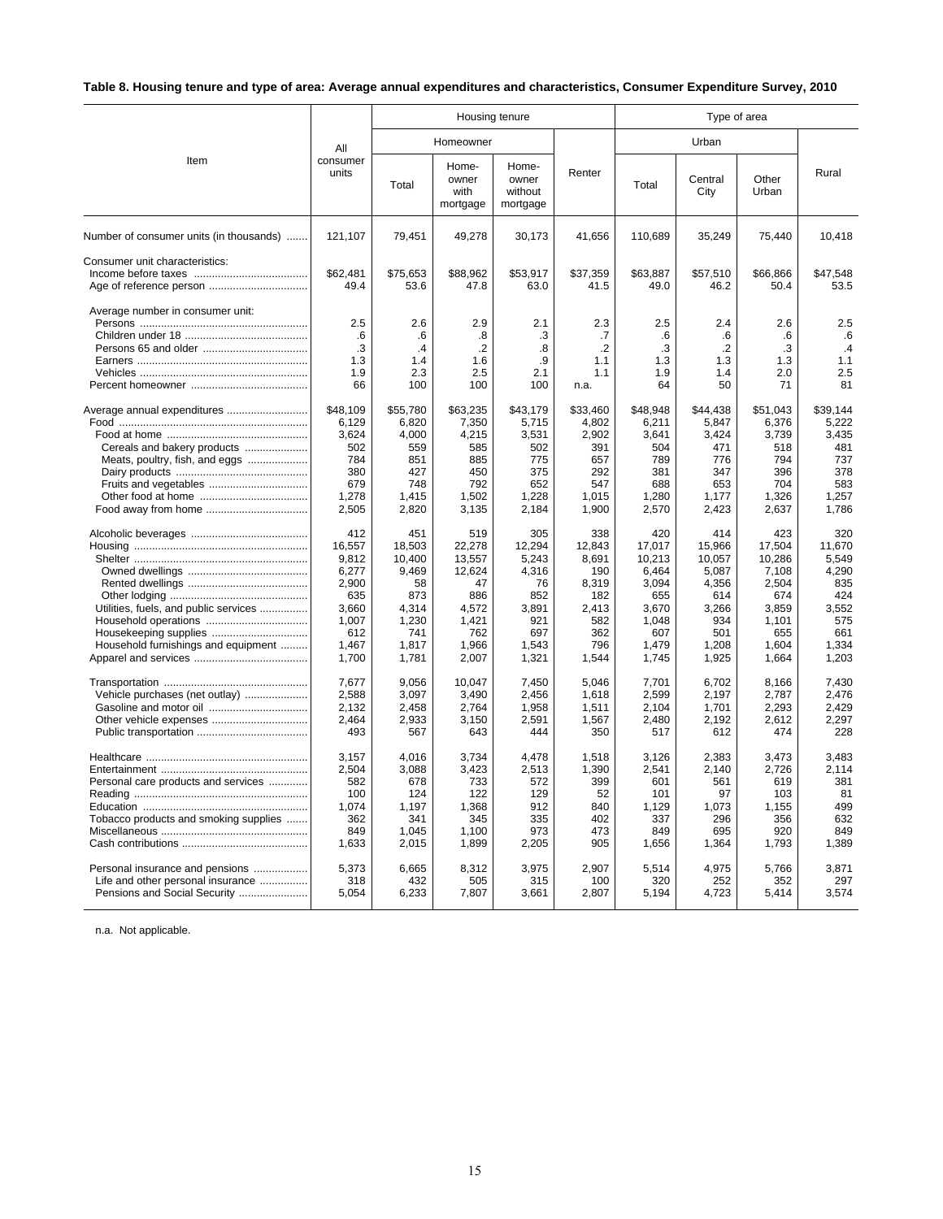**Table 8. Housing tenure and type of area: Average annual expenditures and characteristics, Consumer Expenditure Survey, 2010**

| Item | All consumer units | Housing tenure | | | | Type of area | | | |
|---|---|---|---|---|---|---|---|---|---|
| | | Homeowner | | | Renter | Urban | | | Rural |
| | | Total | Home-owner with mortgage | Home-owner without mortgage | | Total | Central City | Other Urban | |
| Number of consumer units (in thousands) | 121,107 | 79,451 | 49,278 | 30,173 | 41,656 | 110,689 | 35,249 | 75,440 | 10,418 |
| Consumer unit characteristics: | | | | | | | | | |
| Income before taxes | $62,481 | $75,653 | $88,962 | $53,917 | $37,359 | $63,887 | $57,510 | $66,866 | $47,548 |
| Age of reference person | 49.4 | 53.6 | 47.8 | 63.0 | 41.5 | 49.0 | 46.2 | 50.4 | 53.5 |
| Average number in consumer unit: | | | | | | | | | |
| Persons | 2.5 | 2.6 | 2.9 | 2.1 | 2.3 | 2.5 | 2.4 | 2.6 | 2.5 |
| Children under 18 | .6 | .6 | .8 | .3 | .7 | .6 | .6 | .6 | .6 |
| Persons 65 and older | .3 | .4 | .2 | .8 | .2 | .3 | .2 | .3 | .4 |
| Earners | 1.3 | 1.4 | 1.6 | .9 | 1.1 | 1.3 | 1.3 | 1.3 | 1.1 |
| Vehicles | 1.9 | 2.3 | 2.5 | 2.1 | 1.1 | 1.9 | 1.4 | 2.0 | 2.5 |
| Percent homeowner | 66 | 100 | 100 | 100 | n.a. | 64 | 50 | 71 | 81 |
| Average annual expenditures | $48,109 | $55,780 | $63,235 | $43,179 | $33,460 | $48,948 | $44,438 | $51,043 | $39,144 |
| Food | 6,129 | 6,820 | 7,350 | 5,715 | 4,802 | 6,211 | 5,847 | 6,376 | 5,222 |
| Food at home | 3,624 | 4,000 | 4,215 | 3,531 | 2,902 | 3,641 | 3,424 | 3,739 | 3,435 |
| Cereals and bakery products | 502 | 559 | 585 | 502 | 391 | 504 | 471 | 518 | 481 |
| Meats, poultry, fish, and eggs | 784 | 851 | 885 | 775 | 657 | 789 | 776 | 794 | 737 |
| Dairy products | 380 | 427 | 450 | 375 | 292 | 381 | 347 | 396 | 378 |
| Fruits and vegetables | 679 | 748 | 792 | 652 | 547 | 688 | 653 | 704 | 583 |
| Other food at home | 1,278 | 1,415 | 1,502 | 1,228 | 1,015 | 1,280 | 1,177 | 1,326 | 1,257 |
| Food away from home | 2,505 | 2,820 | 3,135 | 2,184 | 1,900 | 2,570 | 2,423 | 2,637 | 1,786 |
| Alcoholic beverages | 412 | 451 | 519 | 305 | 338 | 420 | 414 | 423 | 320 |
| Housing | 16,557 | 18,503 | 22,278 | 12,294 | 12,843 | 17,017 | 15,966 | 17,504 | 11,670 |
| Shelter | 9,812 | 10,400 | 13,557 | 5,243 | 8,691 | 10,213 | 10,057 | 10,286 | 5,549 |
| Owned dwellings | 6,277 | 9,469 | 12,624 | 4,316 | 190 | 6,464 | 5,087 | 7,108 | 4,290 |
| Rented dwellings | 2,900 | 58 | 47 | 76 | 8,319 | 3,094 | 4,356 | 2,504 | 835 |
| Other lodging | 635 | 873 | 886 | 852 | 182 | 655 | 614 | 674 | 424 |
| Utilities, fuels, and public services | 3,660 | 4,314 | 4,572 | 3,891 | 2,413 | 3,670 | 3,266 | 3,859 | 3,552 |
| Household operations | 1,007 | 1,230 | 1,421 | 921 | 582 | 1,048 | 934 | 1,101 | 575 |
| Housekeeping supplies | 612 | 741 | 762 | 697 | 362 | 607 | 501 | 655 | 661 |
| Household furnishings and equipment | 1,467 | 1,817 | 1,966 | 1,543 | 796 | 1,479 | 1,208 | 1,604 | 1,334 |
| Apparel and services | 1,700 | 1,781 | 2,007 | 1,321 | 1,544 | 1,745 | 1,925 | 1,664 | 1,203 |
| Transportation | 7,677 | 9,056 | 10,047 | 7,450 | 5,046 | 7,701 | 6,702 | 8,166 | 7,430 |
| Vehicle purchases (net outlay) | 2,588 | 3,097 | 3,490 | 2,456 | 1,618 | 2,599 | 2,197 | 2,787 | 2,476 |
| Gasoline and motor oil | 2,132 | 2,458 | 2,764 | 1,958 | 1,511 | 2,104 | 1,701 | 2,293 | 2,429 |
| Other vehicle expenses | 2,464 | 2,933 | 3,150 | 2,591 | 1,567 | 2,480 | 2,192 | 2,612 | 2,297 |
| Public transportation | 493 | 567 | 643 | 444 | 350 | 517 | 612 | 474 | 228 |
| Healthcare | 3,157 | 4,016 | 3,734 | 4,478 | 1,518 | 3,126 | 2,383 | 3,473 | 3,483 |
| Entertainment | 2,504 | 3,088 | 3,423 | 2,513 | 1,390 | 2,541 | 2,140 | 2,726 | 2,114 |
| Personal care products and services | 582 | 678 | 733 | 572 | 399 | 601 | 561 | 619 | 381 |
| Reading | 100 | 124 | 122 | 129 | 52 | 101 | 97 | 103 | 81 |
| Education | 1,074 | 1,197 | 1,368 | 912 | 840 | 1,129 | 1,073 | 1,155 | 499 |
| Tobacco products and smoking supplies | 362 | 341 | 345 | 335 | 402 | 337 | 296 | 356 | 632 |
| Miscellaneous | 849 | 1,045 | 1,100 | 973 | 473 | 849 | 695 | 920 | 849 |
| Cash contributions | 1,633 | 2,015 | 1,899 | 2,205 | 905 | 1,656 | 1,364 | 1,793 | 1,389 |
| Personal insurance and pensions | 5,373 | 6,665 | 8,312 | 3,975 | 2,907 | 5,514 | 4,975 | 5,766 | 3,871 |
| Life and other personal insurance | 318 | 432 | 505 | 315 | 100 | 320 | 252 | 352 | 297 |
| Pensions and Social Security | 5,054 | 6,233 | 7,807 | 3,661 | 2,807 | 5,194 | 4,723 | 5,414 | 3,574 |

n.a. Not applicable.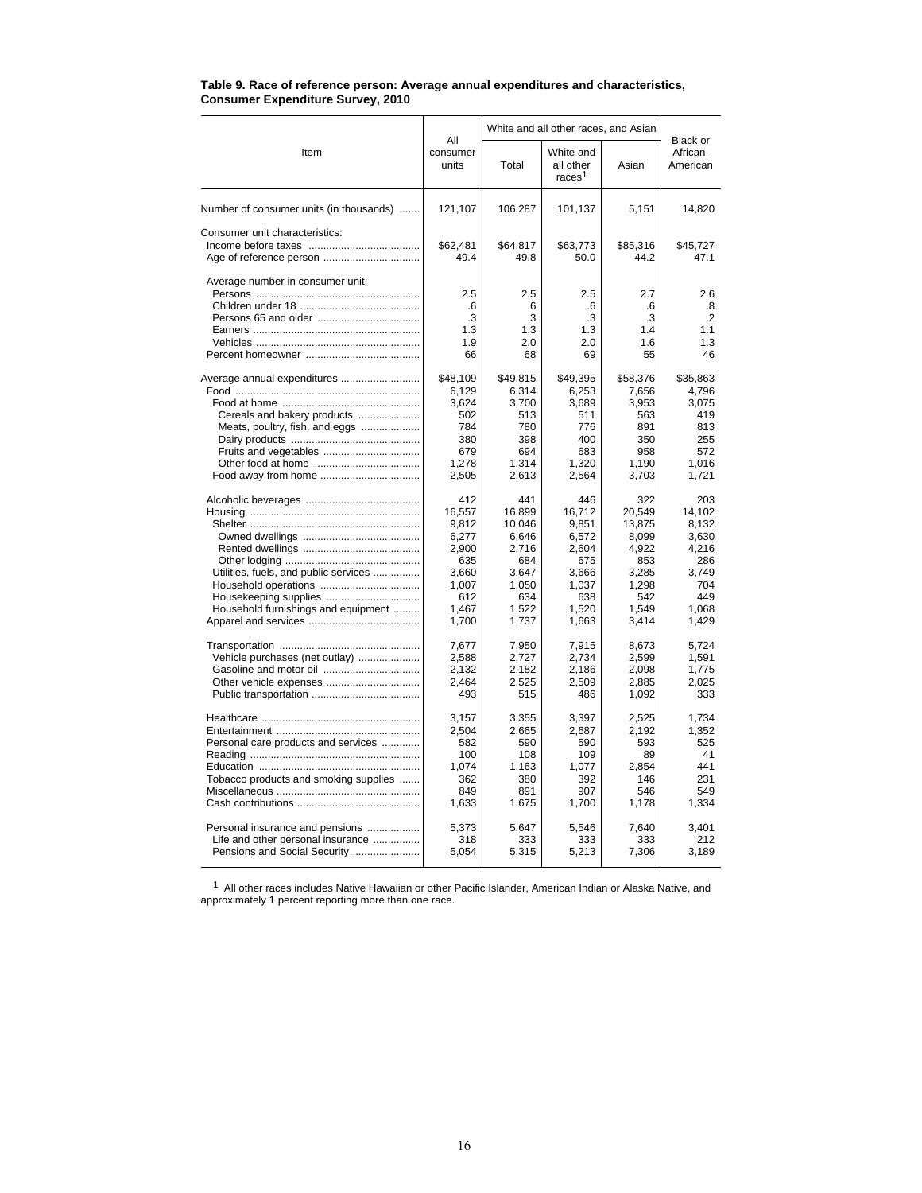**Table 9. Race of reference person: Average annual expenditures and characteristics, Consumer Expenditure Survey, 2010**

| Item | All consumer units | White and all other races, and Asian | | | Black or African-American |
|---|---|---|---|---|---|
| | | Total | White and all other races[1] | Asian | |
| Number of consumer units (in thousands) | 121,107 | 106,287 | 101,137 | 5,151 | 14,820 |
| Consumer unit characteristics: | | | | | |
| Income before taxes | $62,481 | $64,817 | $63,773 | $85,316 | $45,727 |
| Age of reference person | 49.4 | 49.8 | 50.0 | 44.2 | 47.1 |
| Average number in consumer unit: | | | | | |
| Persons | 2.5 | 2.5 | 2.5 | 2.7 | 2.6 |
| Children under 18 | .6 | .6 | .6 | .6 | .8 |
| Persons 65 and older | .3 | .3 | .3 | .3 | .2 |
| Earners | 1.3 | 1.3 | 1.3 | 1.4 | 1.1 |
| Vehicles | 1.9 | 2.0 | 2.0 | 1.6 | 1.3 |
| Percent homeowner | 66 | 68 | 69 | 55 | 46 |
| Average annual expenditures | $48,109 | $49,815 | $49,395 | $58,376 | $35,863 |
| Food | 6,129 | 6,314 | 6,253 | 7,656 | 4,796 |
| Food at home | 3,624 | 3,700 | 3,689 | 3,953 | 3,075 |
| Cereals and bakery products | 502 | 513 | 511 | 563 | 419 |
| Meats, poultry, fish, and eggs | 784 | 780 | 776 | 891 | 813 |
| Dairy products | 380 | 398 | 400 | 350 | 255 |
| Fruits and vegetables | 679 | 694 | 683 | 958 | 572 |
| Other food at home | 1,278 | 1,314 | 1,320 | 1,190 | 1,016 |
| Food away from home | 2,505 | 2,613 | 2,564 | 3,703 | 1,721 |
| Alcoholic beverages | 412 | 441 | 446 | 322 | 203 |
| Housing | 16,557 | 16,899 | 16,712 | 20,549 | 14,102 |
| Shelter | 9,812 | 10,046 | 9,851 | 13,875 | 8,132 |
| Owned dwellings | 6,277 | 6,646 | 6,572 | 8,099 | 3,630 |
| Rented dwellings | 2,900 | 2,716 | 2,604 | 4,922 | 4,216 |
| Other lodging | 635 | 684 | 675 | 853 | 286 |
| Utilities, fuels, and public services | 3,660 | 3,647 | 3,666 | 3,285 | 3,749 |
| Household operations | 1,007 | 1,050 | 1,037 | 1,298 | 704 |
| Housekeeping supplies | 612 | 634 | 638 | 542 | 449 |
| Household furnishings and equipment | 1,467 | 1,522 | 1,520 | 1,549 | 1,068 |
| Apparel and services | 1,700 | 1,737 | 1,663 | 3,414 | 1,429 |
| Transportation | 7,677 | 7,950 | 7,915 | 8,673 | 5,724 |
| Vehicle purchases (net outlay) | 2,588 | 2,727 | 2,734 | 2,599 | 1,591 |
| Gasoline and motor oil | 2,132 | 2,182 | 2,186 | 2,098 | 1,775 |
| Other vehicle expenses | 2,464 | 2,525 | 2,509 | 2,885 | 2,025 |
| Public transportation | 493 | 515 | 486 | 1,092 | 333 |
| Healthcare | 3,157 | 3,355 | 3,397 | 2,525 | 1,734 |
| Entertainment | 2,504 | 2,665 | 2,687 | 2,192 | 1,352 |
| Personal care products and services | 582 | 590 | 590 | 593 | 525 |
| Reading | 100 | 108 | 109 | 89 | 41 |
| Education | 1,074 | 1,163 | 1,077 | 2,854 | 441 |
| Tobacco products and smoking supplies | 362 | 380 | 392 | 146 | 231 |
| Miscellaneous | 849 | 891 | 907 | 546 | 549 |
| Cash contributions | 1,633 | 1,675 | 1,700 | 1,178 | 1,334 |
| Personal insurance and pensions | 5,373 | 5,647 | 5,546 | 7,640 | 3,401 |
| Life and other personal insurance | 318 | 333 | 333 | 333 | 212 |
| Pensions and Social Security | 5,054 | 5,315 | 5,213 | 7,306 | 3,189 |

[1] All other races includes Native Hawaiian or other Pacific Islander, American Indian or Alaska Native, and approximately 1 percent reporting more than one race.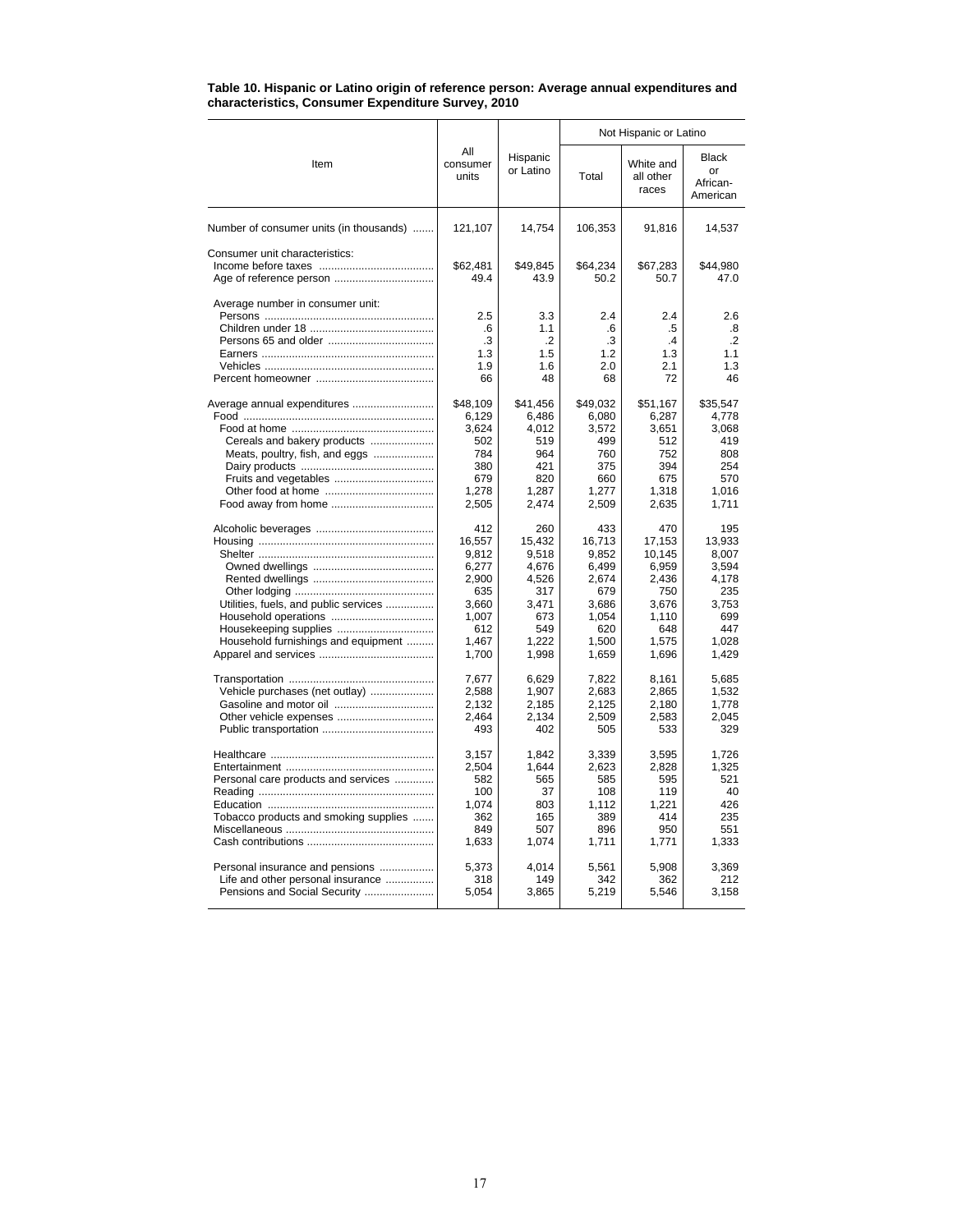**Table 10. Hispanic or Latino origin of reference person: Average annual expenditures and characteristics, Consumer Expenditure Survey, 2010**

| Item | All consumer units | Hispanic or Latino | Not Hispanic or Latino | | |
|---|---|---|---|---|---|
| | | | Total | White and all other races | Black or African-American |
| Number of consumer units (in thousands) | 121,107 | 14,754 | 106,353 | 91,816 | 14,537 |
| Consumer unit characteristics: | | | | | |
| Income before taxes | $62,481 | $49,845 | $64,234 | $67,283 | $44,980 |
| Age of reference person | 49.4 | 43.9 | 50.2 | 50.7 | 47.0 |
| Average number in consumer unit: | | | | | |
| Persons | 2.5 | 3.3 | 2.4 | 2.4 | 2.6 |
| Children under 18 | .6 | 1.1 | .6 | .5 | .8 |
| Persons 65 and older | .3 | .2 | .3 | .4 | .2 |
| Earners | 1.3 | 1.5 | 1.2 | 1.3 | 1.1 |
| Vehicles | 1.9 | 1.6 | 2.0 | 2.1 | 1.3 |
| Percent homeowner | 66 | 48 | 68 | 72 | 46 |
| Average annual expenditures | $48,109 | $41,456 | $49,032 | $51,167 | $35,547 |
| Food | 6,129 | 6,486 | 6,080 | 6,287 | 4,778 |
| Food at home | 3,624 | 4,012 | 3,572 | 3,651 | 3,068 |
| Cereals and bakery products | 502 | 519 | 499 | 512 | 419 |
| Meats, poultry, fish, and eggs | 784 | 964 | 760 | 752 | 808 |
| Dairy products | 380 | 421 | 375 | 394 | 254 |
| Fruits and vegetables | 679 | 820 | 660 | 675 | 570 |
| Other food at home | 1,278 | 1,287 | 1,277 | 1,318 | 1,016 |
| Food away from home | 2,505 | 2,474 | 2,509 | 2,635 | 1,711 |
| Alcoholic beverages | 412 | 260 | 433 | 470 | 195 |
| Housing | 16,557 | 15,432 | 16,713 | 17,153 | 13,933 |
| Shelter | 9,812 | 9,518 | 9,852 | 10,145 | 8,007 |
| Owned dwellings | 6,277 | 4,676 | 6,499 | 6,959 | 3,594 |
| Rented dwellings | 2,900 | 4,526 | 2,674 | 2,436 | 4,178 |
| Other lodging | 635 | 317 | 679 | 750 | 235 |
| Utilities, fuels, and public services | 3,660 | 3,471 | 3,686 | 3,676 | 3,753 |
| Household operations | 1,007 | 673 | 1,054 | 1,110 | 699 |
| Housekeeping supplies | 612 | 549 | 620 | 648 | 447 |
| Household furnishings and equipment | 1,467 | 1,222 | 1,500 | 1,575 | 1,028 |
| Apparel and services | 1,700 | 1,998 | 1,659 | 1,696 | 1,429 |
| Transportation | 7,677 | 6,629 | 7,822 | 8,161 | 5,685 |
| Vehicle purchases (net outlay) | 2,588 | 1,907 | 2,683 | 2,865 | 1,532 |
| Gasoline and motor oil | 2,132 | 2,185 | 2,125 | 2,180 | 1,778 |
| Other vehicle expenses | 2,464 | 2,134 | 2,509 | 2,583 | 2,045 |
| Public transportation | 493 | 402 | 505 | 533 | 329 |
| Healthcare | 3,157 | 1,842 | 3,339 | 3,595 | 1,726 |
| Entertainment | 2,504 | 1,644 | 2,623 | 2,828 | 1,325 |
| Personal care products and services | 582 | 565 | 585 | 595 | 521 |
| Reading | 100 | 37 | 108 | 119 | 40 |
| Education | 1,074 | 803 | 1,112 | 1,221 | 426 |
| Tobacco products and smoking supplies | 362 | 165 | 389 | 414 | 235 |
| Miscellaneous | 849 | 507 | 896 | 950 | 551 |
| Cash contributions | 1,633 | 1,074 | 1,711 | 1,771 | 1,333 |
| Personal insurance and pensions | 5,373 | 4,014 | 5,561 | 5,908 | 3,369 |
| Life and other personal insurance | 318 | 149 | 342 | 362 | 212 |
| Pensions and Social Security | 5,054 | 3,865 | 5,219 | 5,546 | 3,158 |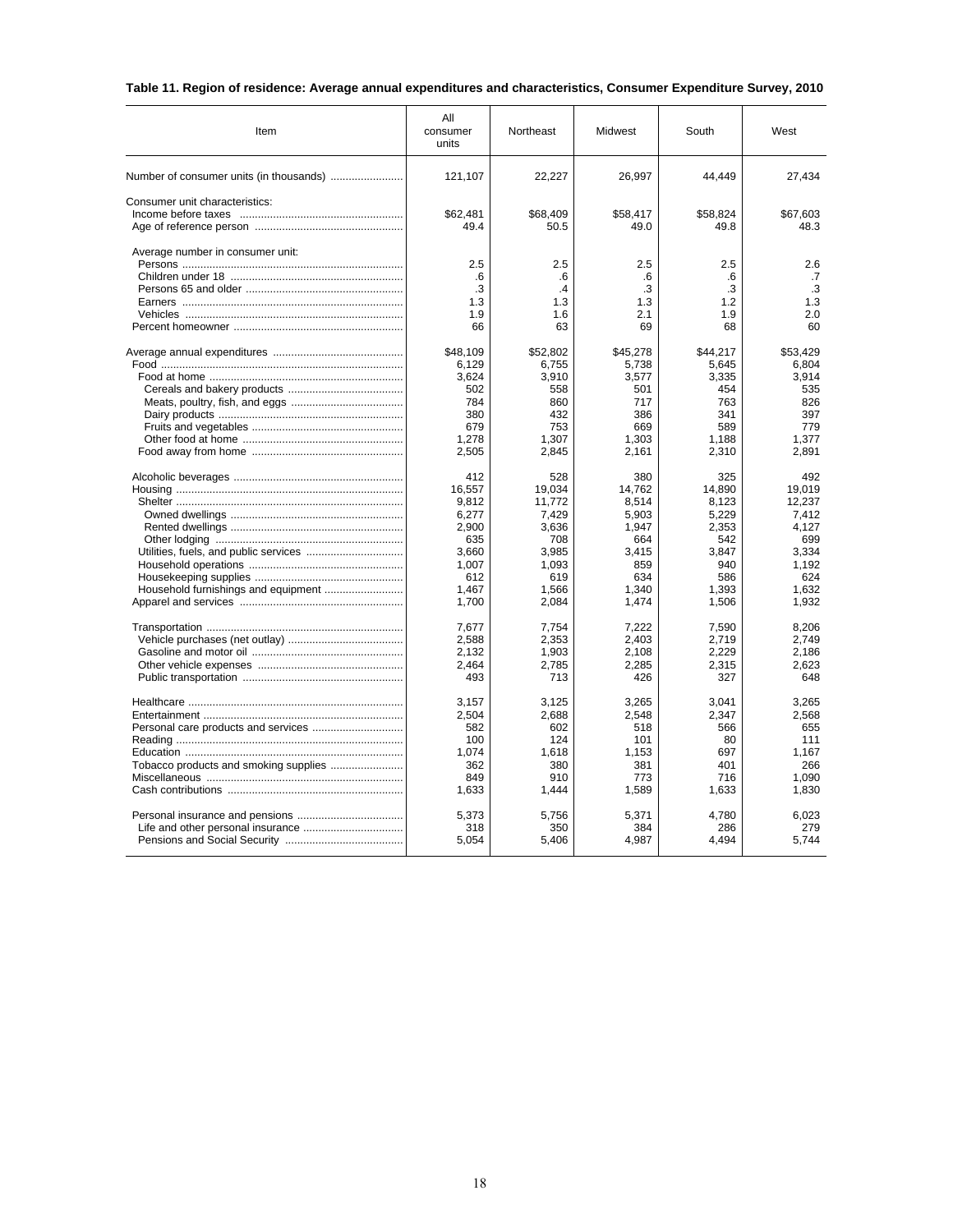**Table 11. Region of residence: Average annual expenditures and characteristics, Consumer Expenditure Survey, 2010**

| Item | All consumer units | Northeast | Midwest | South | West |
|---|---|---|---|---|---|
| Number of consumer units (in thousands) | 121,107 | 22,227 | 26,997 | 44,449 | 27,434 |
| Consumer unit characteristics: | | | | | |
| Income before taxes | $62,481 | $68,409 | $58,417 | $58,824 | $67,603 |
| Age of reference person | 49.4 | 50.5 | 49.0 | 49.8 | 48.3 |
| Average number in consumer unit: | | | | | |
| Persons | 2.5 | 2.5 | 2.5 | 2.5 | 2.6 |
| Children under 18 | .6 | .6 | .6 | .6 | .7 |
| Persons 65 and older | .3 | .4 | .3 | .3 | .3 |
| Earners | 1.3 | 1.3 | 1.3 | 1.2 | 1.3 |
| Vehicles | 1.9 | 1.6 | 2.1 | 1.9 | 2.0 |
| Percent homeowner | 66 | 63 | 69 | 68 | 60 |
| Average annual expenditures | $48,109 | $52,802 | $45,278 | $44,217 | $53,429 |
| Food | 6,129 | 6,755 | 5,738 | 5,645 | 6,804 |
| Food at home | 3,624 | 3,910 | 3,577 | 3,335 | 3,914 |
| Cereals and bakery products | 502 | 558 | 501 | 454 | 535 |
| Meats, poultry, fish, and eggs | 784 | 860 | 717 | 763 | 826 |
| Dairy products | 380 | 432 | 386 | 341 | 397 |
| Fruits and vegetables | 679 | 753 | 669 | 589 | 779 |
| Other food at home | 1,278 | 1,307 | 1,303 | 1,188 | 1,377 |
| Food away from home | 2,505 | 2,845 | 2,161 | 2,310 | 2,891 |
| Alcoholic beverages | 412 | 528 | 380 | 325 | 492 |
| Housing | 16,557 | 19,034 | 14,762 | 14,890 | 19,019 |
| Shelter | 9,812 | 11,772 | 8,514 | 8,123 | 12,237 |
| Owned dwellings | 6,277 | 7,429 | 5,903 | 5,229 | 7,412 |
| Rented dwellings | 2,900 | 3,636 | 1,947 | 2,353 | 4,127 |
| Other lodging | 635 | 708 | 664 | 542 | 699 |
| Utilities, fuels, and public services | 3,660 | 3,985 | 3,415 | 3,847 | 3,334 |
| Household operations | 1,007 | 1,093 | 859 | 940 | 1,192 |
| Housekeeping supplies | 612 | 619 | 634 | 586 | 624 |
| Household furnishings and equipment | 1,467 | 1,566 | 1,340 | 1,393 | 1,632 |
| Apparel and services | 1,700 | 2,084 | 1,474 | 1,506 | 1,932 |
| Transportation | 7,677 | 7,754 | 7,222 | 7,590 | 8,206 |
| Vehicle purchases (net outlay) | 2,588 | 2,353 | 2,403 | 2,719 | 2,749 |
| Gasoline and motor oil | 2,132 | 1,903 | 2,108 | 2,229 | 2,186 |
| Other vehicle expenses | 2,464 | 2,785 | 2,285 | 2,315 | 2,623 |
| Public transportation | 493 | 713 | 426 | 327 | 648 |
| Healthcare | 3,157 | 3,125 | 3,265 | 3,041 | 3,265 |
| Entertainment | 2,504 | 2,688 | 2,548 | 2,347 | 2,568 |
| Personal care products and services | 582 | 602 | 518 | 566 | 655 |
| Reading | 100 | 124 | 101 | 80 | 111 |
| Education | 1,074 | 1,618 | 1,153 | 697 | 1,167 |
| Tobacco products and smoking supplies | 362 | 380 | 381 | 401 | 266 |
| Miscellaneous | 849 | 910 | 773 | 716 | 1,090 |
| Cash contributions | 1,633 | 1,444 | 1,589 | 1,633 | 1,830 |
| Personal insurance and pensions | 5,373 | 5,756 | 5,371 | 4,780 | 6,023 |
| Life and other personal insurance | 318 | 350 | 384 | 286 | 279 |
| Pensions and Social Security | 5,054 | 5,406 | 4,987 | 4,494 | 5,744 |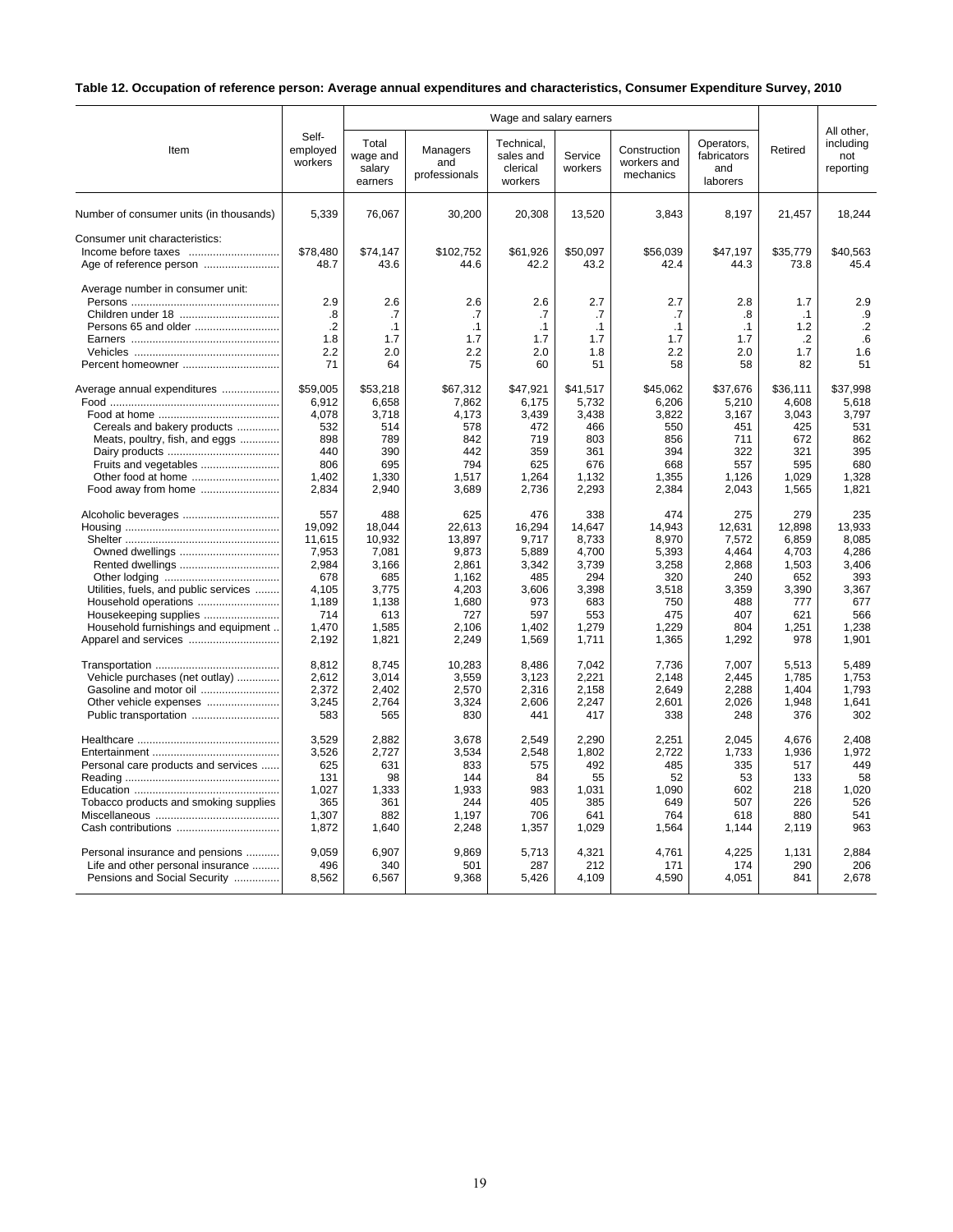**Table 12. Occupation of reference person: Average annual expenditures and characteristics, Consumer Expenditure Survey, 2010**

| Item | Self-employed workers | Wage and salary earners | | | | | | Retired | All other, including not reporting |
|---|---|---|---|---|---|---|---|---|---|
| | | Total wage and salary earners | Managers and professionals | Technical, sales and clerical workers | Service workers | Construction workers and mechanics | Operators, fabricators and laborers | | |
| Number of consumer units (in thousands) | 5,339 | 76,067 | 30,200 | 20,308 | 13,520 | 3,843 | 8,197 | 21,457 | 18,244 |
| Consumer unit characteristics: | | | | | | | | | |
| Income before taxes | $78,480 | $74,147 | $102,752 | $61,926 | $50,097 | $56,039 | $47,197 | $35,779 | $40,563 |
| Age of reference person | 48.7 | 43.6 | 44.6 | 42.2 | 43.2 | 42.4 | 44.3 | 73.8 | 45.4 |
| Average number in consumer unit: | | | | | | | | | |
| Persons | 2.9 | 2.6 | 2.6 | 2.6 | 2.7 | 2.7 | 2.8 | 1.7 | 2.9 |
| Children under 18 | .8 | .7 | .7 | .7 | .7 | .7 | .8 | .1 | .9 |
| Persons 65 and older | .2 | .1 | .1 | .1 | .1 | .1 | .1 | 1.2 | .2 |
| Earners | 1.8 | 1.7 | 1.7 | 1.7 | 1.7 | 1.7 | 1.7 | .2 | .6 |
| Vehicles | 2.2 | 2.0 | 2.2 | 2.0 | 1.8 | 2.2 | 2.0 | 1.7 | 1.6 |
| Percent homeowner | 71 | 64 | 75 | 60 | 51 | 58 | 58 | 82 | 51 |
| Average annual expenditures | $59,005 | $53,218 | $67,312 | $47,921 | $41,517 | $45,062 | $37,676 | $36,111 | $37,998 |
| Food | 6,912 | 6,658 | 7,862 | 6,175 | 5,732 | 6,206 | 5,210 | 4,608 | 5,618 |
| Food at home | 4,078 | 3,718 | 4,173 | 3,439 | 3,438 | 3,822 | 3,167 | 3,043 | 3,797 |
| Cereals and bakery products | 532 | 514 | 578 | 472 | 466 | 550 | 451 | 425 | 531 |
| Meats, poultry, fish, and eggs | 898 | 789 | 842 | 719 | 803 | 856 | 711 | 672 | 862 |
| Dairy products | 440 | 390 | 442 | 359 | 361 | 394 | 322 | 321 | 395 |
| Fruits and vegetables | 806 | 695 | 794 | 625 | 676 | 668 | 557 | 595 | 680 |
| Other food at home | 1,402 | 1,330 | 1,517 | 1,264 | 1,132 | 1,355 | 1,126 | 1,029 | 1,328 |
| Food away from home | 2,834 | 2,940 | 3,689 | 2,736 | 2,293 | 2,384 | 2,043 | 1,565 | 1,821 |
| Alcoholic beverages | 557 | 488 | 625 | 476 | 338 | 474 | 275 | 279 | 235 |
| Housing | 19,092 | 18,044 | 22,613 | 16,294 | 14,647 | 14,943 | 12,631 | 12,898 | 13,933 |
| Shelter | 11,615 | 10,932 | 13,897 | 9,717 | 8,733 | 8,970 | 7,572 | 6,859 | 8,085 |
| Owned dwellings | 7,953 | 7,081 | 9,873 | 5,889 | 4,700 | 5,393 | 4,464 | 4,703 | 4,286 |
| Rented dwellings | 2,984 | 3,166 | 2,861 | 3,342 | 3,739 | 3,258 | 2,868 | 1,503 | 3,406 |
| Other lodging | 678 | 685 | 1,162 | 485 | 294 | 320 | 240 | 652 | 393 |
| Utilities, fuels, and public services | 4,105 | 3,775 | 4,203 | 3,606 | 3,398 | 3,518 | 3,359 | 3,390 | 3,367 |
| Household operations | 1,189 | 1,138 | 1,680 | 973 | 683 | 750 | 488 | 777 | 677 |
| Housekeeping supplies | 714 | 613 | 727 | 597 | 553 | 475 | 407 | 621 | 566 |
| Household furnishings and equipment | 1,470 | 1,585 | 2,106 | 1,402 | 1,279 | 1,229 | 804 | 1,251 | 1,238 |
| Apparel and services | 2,192 | 1,821 | 2,249 | 1,569 | 1,711 | 1,365 | 1,292 | 978 | 1,901 |
| Transportation | 8,812 | 8,745 | 10,283 | 8,486 | 7,042 | 7,736 | 7,007 | 5,513 | 5,489 |
| Vehicle purchases (net outlay) | 2,612 | 3,014 | 3,559 | 3,123 | 2,221 | 2,148 | 2,445 | 1,785 | 1,753 |
| Gasoline and motor oil | 2,372 | 2,402 | 2,570 | 2,316 | 2,158 | 2,649 | 2,288 | 1,404 | 1,793 |
| Other vehicle expenses | 3,245 | 2,764 | 3,324 | 2,606 | 2,247 | 2,601 | 2,026 | 1,948 | 1,641 |
| Public transportation | 583 | 565 | 830 | 441 | 417 | 338 | 248 | 376 | 302 |
| Healthcare | 3,529 | 2,882 | 3,678 | 2,549 | 2,290 | 2,251 | 2,045 | 4,676 | 2,408 |
| Entertainment | 3,526 | 2,727 | 3,534 | 2,548 | 1,802 | 2,722 | 1,733 | 1,936 | 1,972 |
| Personal care products and services | 625 | 631 | 833 | 575 | 492 | 485 | 335 | 517 | 449 |
| Reading | 131 | 98 | 144 | 84 | 55 | 52 | 53 | 133 | 58 |
| Education | 1,027 | 1,333 | 1,933 | 983 | 1,031 | 1,090 | 602 | 218 | 1,020 |
| Tobacco products and smoking supplies | 365 | 361 | 244 | 405 | 385 | 649 | 507 | 226 | 526 |
| Miscellaneous | 1,307 | 882 | 1,197 | 706 | 641 | 764 | 618 | 880 | 541 |
| Cash contributions | 1,872 | 1,640 | 2,248 | 1,357 | 1,029 | 1,564 | 1,144 | 2,119 | 963 |
| Personal insurance and pensions | 9,059 | 6,907 | 9,869 | 5,713 | 4,321 | 4,761 | 4,225 | 1,131 | 2,884 |
| Life and other personal insurance | 496 | 340 | 501 | 287 | 212 | 171 | 174 | 290 | 206 |
| Pensions and Social Security | 8,562 | 6,567 | 9,368 | 5,426 | 4,109 | 4,590 | 4,051 | 841 | 2,678 |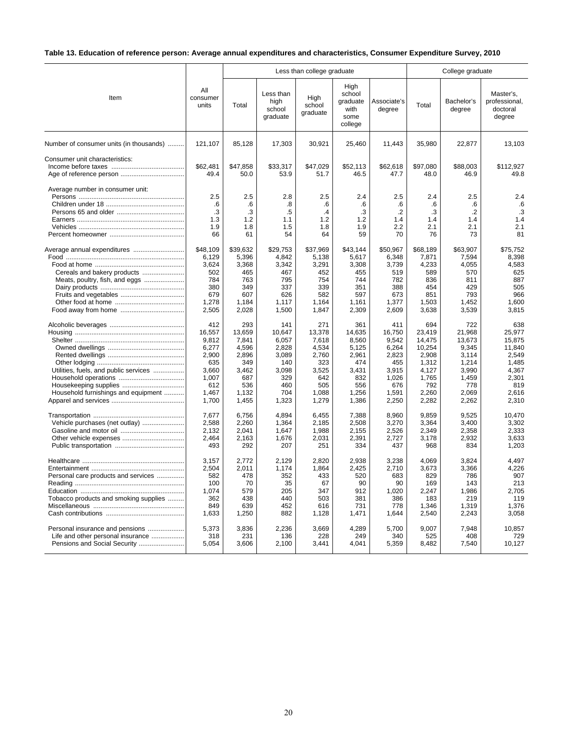**Table 13. Education of reference person: Average annual expenditures and characteristics, Consumer Expenditure Survey, 2010**

| Item | All consumer units | Less than college graduate | | | | | College graduate | | |
|---|---|---|---|---|---|---|---|---|---|
| | | Total | Less than high school graduate | High school graduate | High school graduate with some college | Associate's degree | Total | Bachelor's degree | Master's, professional, doctoral degree |
| Number of consumer units (in thousands) | 121,107 | 85,128 | 17,303 | 30,921 | 25,460 | 11,443 | 35,980 | 22,877 | 13,103 |
| Consumer unit characteristics: | | | | | | | | | |
| Income before taxes | $62,481 | $47,858 | $33,317 | $47,029 | $52,113 | $62,618 | $97,080 | $88,003 | $112,927 |
| Age of reference person | 49.4 | 50.0 | 53.9 | 51.7 | 46.5 | 47.7 | 48.0 | 46.9 | 49.8 |
| Average number in consumer unit: | | | | | | | | | |
| Persons | 2.5 | 2.5 | 2.8 | 2.5 | 2.4 | 2.5 | 2.4 | 2.5 | 2.4 |
| Children under 18 | .6 | .6 | .8 | .6 | .6 | .6 | .6 | .6 | .6 |
| Persons 65 and older | .3 | .3 | .5 | .4 | .3 | .2 | .3 | .2 | .3 |
| Earners | 1.3 | 1.2 | 1.1 | 1.2 | 1.2 | 1.4 | 1.4 | 1.4 | 1.4 |
| Vehicles | 1.9 | 1.8 | 1.5 | 1.8 | 1.9 | 2.2 | 2.1 | 2.1 | 2.1 |
| Percent homeowner | 66 | 61 | 54 | 64 | 59 | 70 | 76 | 73 | 81 |
| Average annual expenditures | $48,109 | $39,632 | $29,753 | $37,969 | $43,144 | $50,967 | $68,189 | $63,907 | $75,752 |
| Food | 6,129 | 5,396 | 4,842 | 5,138 | 5,617 | 6,348 | 7,871 | 7,594 | 8,398 |
| Food at home | 3,624 | 3,368 | 3,342 | 3,291 | 3,308 | 3,739 | 4,233 | 4,055 | 4,583 |
| Cereals and bakery products | 502 | 465 | 467 | 452 | 455 | 519 | 589 | 570 | 625 |
| Meats, poultry, fish, and eggs | 784 | 763 | 795 | 754 | 744 | 782 | 836 | 811 | 887 |
| Dairy products | 380 | 349 | 337 | 339 | 351 | 388 | 454 | 429 | 505 |
| Fruits and vegetables | 679 | 607 | 626 | 582 | 597 | 673 | 851 | 793 | 966 |
| Other food at home | 1,278 | 1,184 | 1,117 | 1,164 | 1,161 | 1,377 | 1,503 | 1,452 | 1,600 |
| Food away from home | 2,505 | 2,028 | 1,500 | 1,847 | 2,309 | 2,609 | 3,638 | 3,539 | 3,815 |
| Alcoholic beverages | 412 | 293 | 141 | 271 | 361 | 411 | 694 | 722 | 638 |
| Housing | 16,557 | 13,659 | 10,647 | 13,378 | 14,635 | 16,750 | 23,419 | 21,968 | 25,977 |
| Shelter | 9,812 | 7,841 | 6,057 | 7,618 | 8,560 | 9,542 | 14,475 | 13,673 | 15,875 |
| Owned dwellings | 6,277 | 4,596 | 2,828 | 4,534 | 5,125 | 6,264 | 10,254 | 9,345 | 11,840 |
| Rented dwellings | 2,900 | 2,896 | 3,089 | 2,760 | 2,961 | 2,823 | 2,908 | 3,114 | 2,549 |
| Other lodging | 635 | 349 | 140 | 323 | 474 | 455 | 1,312 | 1,214 | 1,485 |
| Utilities, fuels, and public services | 3,660 | 3,462 | 3,098 | 3,525 | 3,431 | 3,915 | 4,127 | 3,990 | 4,367 |
| Household operations | 1,007 | 687 | 329 | 642 | 832 | 1,026 | 1,765 | 1,459 | 2,301 |
| Housekeeping supplies | 612 | 536 | 460 | 505 | 556 | 676 | 792 | 778 | 819 |
| Household furnishings and equipment | 1,467 | 1,132 | 704 | 1,088 | 1,256 | 1,591 | 2,260 | 2,069 | 2,616 |
| Apparel and services | 1,700 | 1,455 | 1,323 | 1,279 | 1,386 | 2,250 | 2,282 | 2,262 | 2,310 |
| Transportation | 7,677 | 6,756 | 4,894 | 6,455 | 7,388 | 8,960 | 9,859 | 9,525 | 10,470 |
| Vehicle purchases (net outlay) | 2,588 | 2,260 | 1,364 | 2,185 | 2,508 | 3,270 | 3,364 | 3,400 | 3,302 |
| Gasoline and motor oil | 2,132 | 2,041 | 1,647 | 1,988 | 2,155 | 2,526 | 2,349 | 2,358 | 2,333 |
| Other vehicle expenses | 2,464 | 2,163 | 1,676 | 2,031 | 2,391 | 2,727 | 3,178 | 2,932 | 3,633 |
| Public transportation | 493 | 292 | 207 | 251 | 334 | 437 | 968 | 834 | 1,203 |
| Healthcare | 3,157 | 2,772 | 2,129 | 2,820 | 2,938 | 3,238 | 4,069 | 3,824 | 4,497 |
| Entertainment | 2,504 | 2,011 | 1,174 | 1,864 | 2,425 | 2,710 | 3,673 | 3,366 | 4,226 |
| Personal care products and services | 582 | 478 | 352 | 433 | 520 | 683 | 829 | 786 | 907 |
| Reading | 100 | 70 | 35 | 67 | 90 | 90 | 169 | 143 | 213 |
| Education | 1,074 | 579 | 205 | 347 | 912 | 1,020 | 2,247 | 1,986 | 2,705 |
| Tobacco products and smoking supplies | 362 | 438 | 440 | 503 | 381 | 386 | 183 | 219 | 119 |
| Miscellaneous | 849 | 639 | 452 | 616 | 731 | 778 | 1,346 | 1,319 | 1,376 |
| Cash contributions | 1,633 | 1,250 | 882 | 1,128 | 1,471 | 1,644 | 2,540 | 2,243 | 3,058 |
| Personal insurance and pensions | 5,373 | 3,836 | 2,236 | 3,669 | 4,289 | 5,700 | 9,007 | 7,948 | 10,857 |
| Life and other personal insurance | 318 | 231 | 136 | 228 | 249 | 340 | 525 | 408 | 729 |
| Pensions and Social Security | 5,054 | 3,606 | 2,100 | 3,441 | 4,041 | 5,359 | 8,482 | 7,540 | 10,127 |